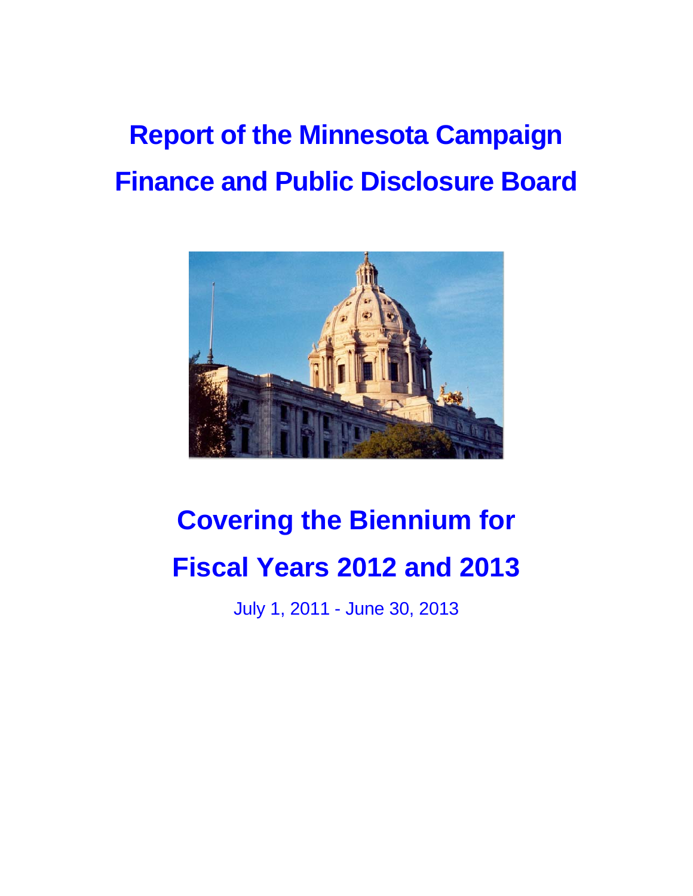# Report of the Minnesota Campaign Finance and Public Disclosure Board

# Covering the Biennium for Fiscal Years 2012 and 2013

July 1, 2011 - June 30, 2013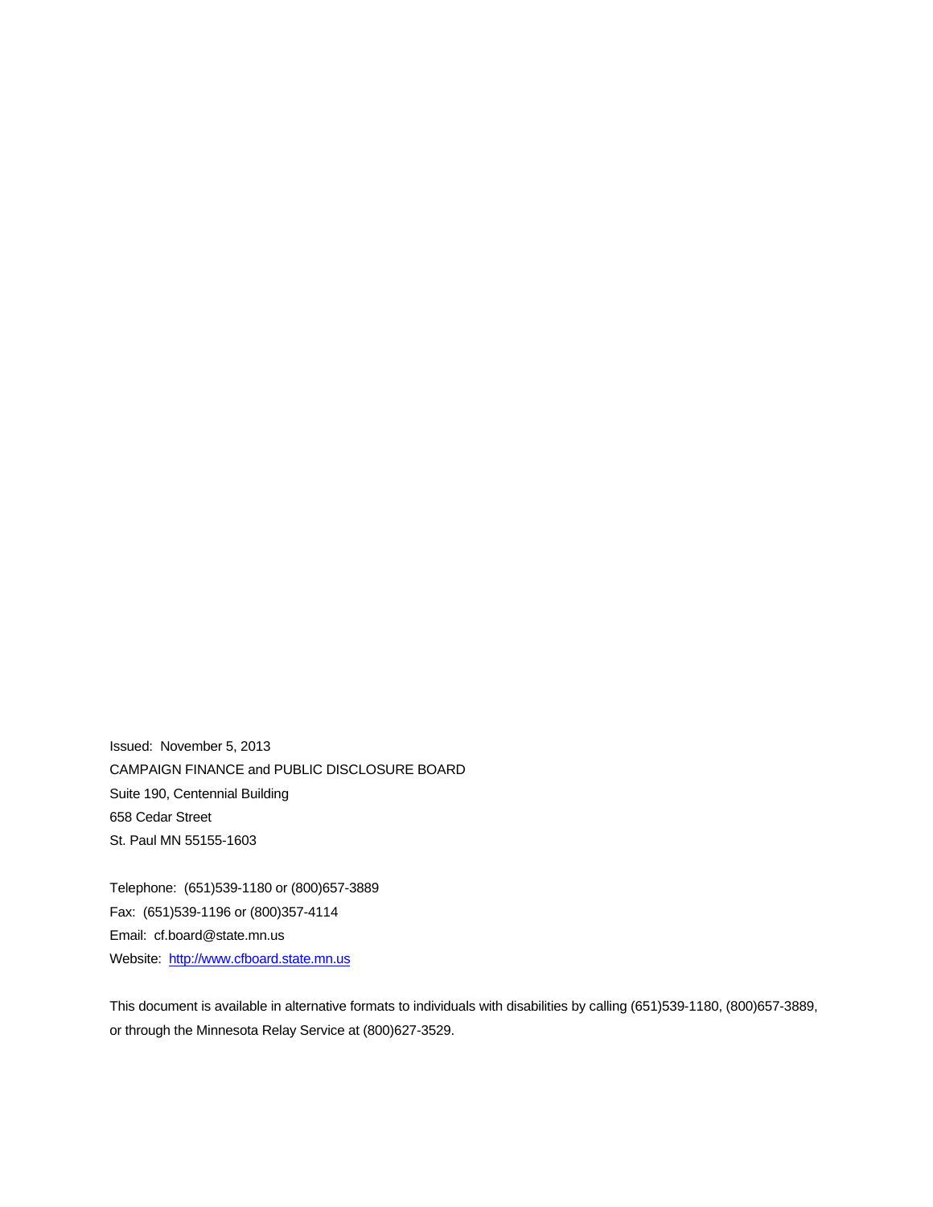Issued: November 5, 2013

CAMPAIGN FINANCE and PUBLIC DISCLOSURE BOARD

Suite 190, Centennial Building

658 Cedar Street

St. Paul MN 55155-1603

Telephone: (651)539-1180 or (800)657-3889

Fax: (651)539-1196 or (800)357-4114

Email: cf.board@state.mn.us

Website: http://www.cfboard.state.mn.us

This document is available in alternative formats to individuals with disabilities by calling (651)539-1180, (800)657-3889, or through the Minnesota Relay Service at (800)627-3529.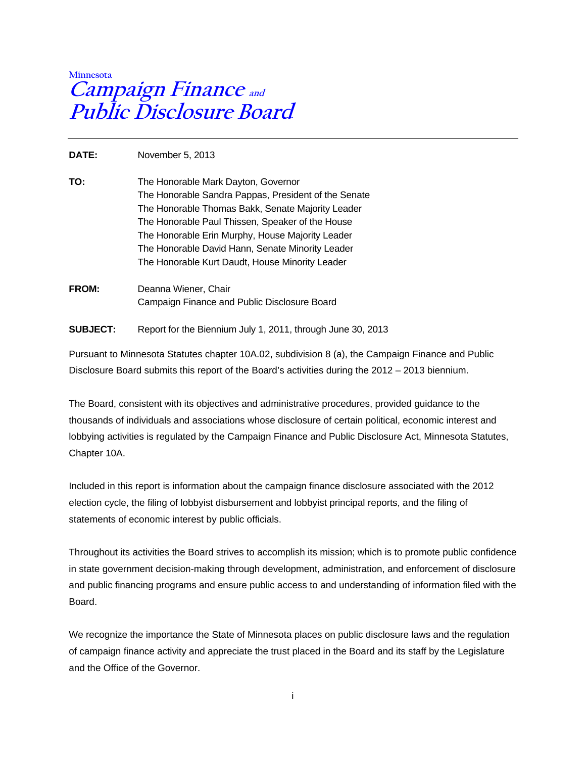Minnesota

# *Campaign Finance and Public Disclosure Board*

---

**DATE:** November 5, 2013

**TO:** The Honorable Mark Dayton, Governor
The Honorable Sandra Pappas, President of the Senate
The Honorable Thomas Bakk, Senate Majority Leader
The Honorable Paul Thissen, Speaker of the House
The Honorable Erin Murphy, House Majority Leader
The Honorable David Hann, Senate Minority Leader
The Honorable Kurt Daudt, House Minority Leader

**FROM:** Deanna Wiener, Chair
Campaign Finance and Public Disclosure Board

**SUBJECT:** Report for the Biennium July 1, 2011, through June 30, 2013

Pursuant to Minnesota Statutes chapter 10A.02, subdivision 8 (a), the Campaign Finance and Public Disclosure Board submits this report of the Board's activities during the 2012 – 2013 biennium.

The Board, consistent with its objectives and administrative procedures, provided guidance to the thousands of individuals and associations whose disclosure of certain political, economic interest and lobbying activities is regulated by the Campaign Finance and Public Disclosure Act, Minnesota Statutes, Chapter 10A.

Included in this report is information about the campaign finance disclosure associated with the 2012 election cycle, the filing of lobbyist disbursement and lobbyist principal reports, and the filing of statements of economic interest by public officials.

Throughout its activities the Board strives to accomplish its mission; which is to promote public confidence in state government decision-making through development, administration, and enforcement of disclosure and public financing programs and ensure public access to and understanding of information filed with the Board.

We recognize the importance the State of Minnesota places on public disclosure laws and the regulation of campaign finance activity and appreciate the trust placed in the Board and its staff by the Legislature and the Office of the Governor.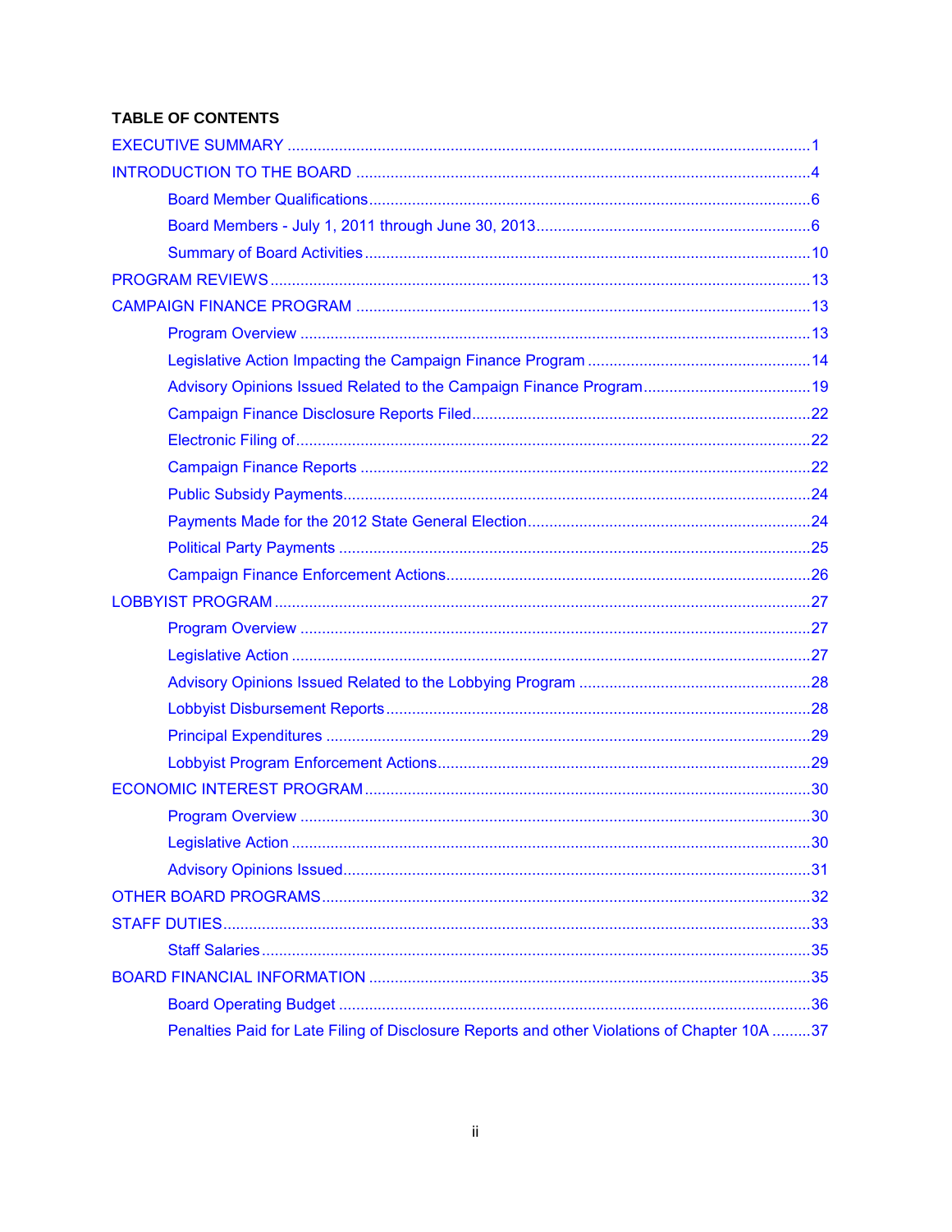## TABLE OF CONTENTS

EXECUTIVE SUMMARY ........................................................................................................1

INTRODUCTION TO THE BOARD .......................................................................................4

- Board Member Qualifications.......................................................................................6
- Board Members - July 1, 2011 through June 30, 2013...............................................6
- Summary of Board Activities......................................................................................10

PROGRAM REVIEWS.........................................................................................................13

CAMPAIGN FINANCE PROGRAM ....................................................................................13

- Program Overview .....................................................................................................13
- Legislative Action Impacting the Campaign Finance Program ....................................14
- Advisory Opinions Issued Related to the Campaign Finance Program.......................19
- Campaign Finance Disclosure Reports Filed..............................................................22
- Electronic Filing of......................................................................................................22
- Campaign Finance Reports .......................................................................................22
- Public Subsidy Payments...........................................................................................24
- Payments Made for the 2012 State General Election..................................................24
- Political Party Payments ............................................................................................25
- Campaign Finance Enforcement Actions....................................................................26

LOBBYIST PROGRAM ........................................................................................................27

- Program Overview .....................................................................................................27
- Legislative Action .......................................................................................................27
- Advisory Opinions Issued Related to the Lobbying Program ......................................28
- Lobbyist Disbursement Reports..................................................................................28
- Principal Expenditures ...............................................................................................29
- Lobbyist Program Enforcement Actions......................................................................29

ECONOMIC INTEREST PROGRAM....................................................................................30

- Program Overview .....................................................................................................30
- Legislative Action .......................................................................................................30
- Advisory Opinions Issued...........................................................................................31

OTHER BOARD PROGRAMS..............................................................................................32

STAFF DUTIES....................................................................................................................33

- Staff Salaries..............................................................................................................35

BOARD FINANCIAL INFORMATION ..................................................................................35

- Board Operating Budget ............................................................................................36
- Penalties Paid for Late Filing of Disclosure Reports and other Violations of Chapter 10A .........37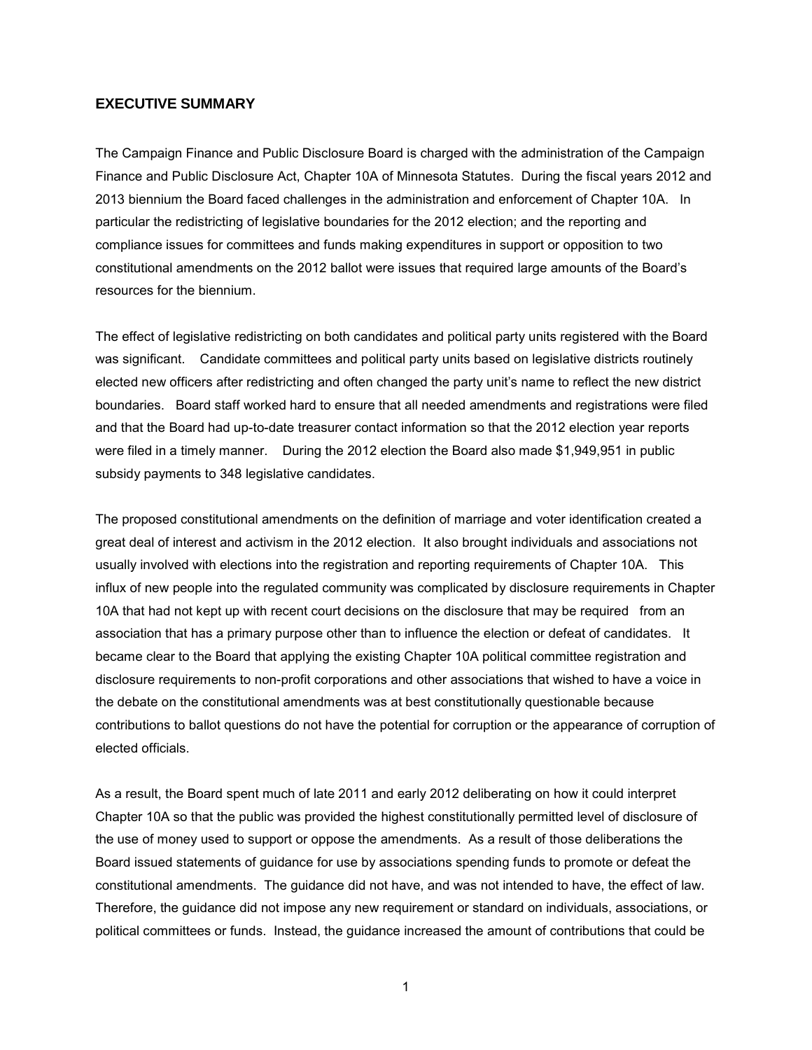## EXECUTIVE SUMMARY

The Campaign Finance and Public Disclosure Board is charged with the administration of the Campaign Finance and Public Disclosure Act, Chapter 10A of Minnesota Statutes. During the fiscal years 2012 and 2013 biennium the Board faced challenges in the administration and enforcement of Chapter 10A. In particular the redistricting of legislative boundaries for the 2012 election; and the reporting and compliance issues for committees and funds making expenditures in support or opposition to two constitutional amendments on the 2012 ballot were issues that required large amounts of the Board's resources for the biennium.

The effect of legislative redistricting on both candidates and political party units registered with the Board was significant. Candidate committees and political party units based on legislative districts routinely elected new officers after redistricting and often changed the party unit's name to reflect the new district boundaries. Board staff worked hard to ensure that all needed amendments and registrations were filed and that the Board had up-to-date treasurer contact information so that the 2012 election year reports were filed in a timely manner. During the 2012 election the Board also made $1,949,951 in public subsidy payments to 348 legislative candidates.

The proposed constitutional amendments on the definition of marriage and voter identification created a great deal of interest and activism in the 2012 election. It also brought individuals and associations not usually involved with elections into the registration and reporting requirements of Chapter 10A. This influx of new people into the regulated community was complicated by disclosure requirements in Chapter 10A that had not kept up with recent court decisions on the disclosure that may be required from an association that has a primary purpose other than to influence the election or defeat of candidates. It became clear to the Board that applying the existing Chapter 10A political committee registration and disclosure requirements to non-profit corporations and other associations that wished to have a voice in the debate on the constitutional amendments was at best constitutionally questionable because contributions to ballot questions do not have the potential for corruption or the appearance of corruption of elected officials.

As a result, the Board spent much of late 2011 and early 2012 deliberating on how it could interpret Chapter 10A so that the public was provided the highest constitutionally permitted level of disclosure of the use of money used to support or oppose the amendments. As a result of those deliberations the Board issued statements of guidance for use by associations spending funds to promote or defeat the constitutional amendments. The guidance did not have, and was not intended to have, the effect of law. Therefore, the guidance did not impose any new requirement or standard on individuals, associations, or political committees or funds. Instead, the guidance increased the amount of contributions that could be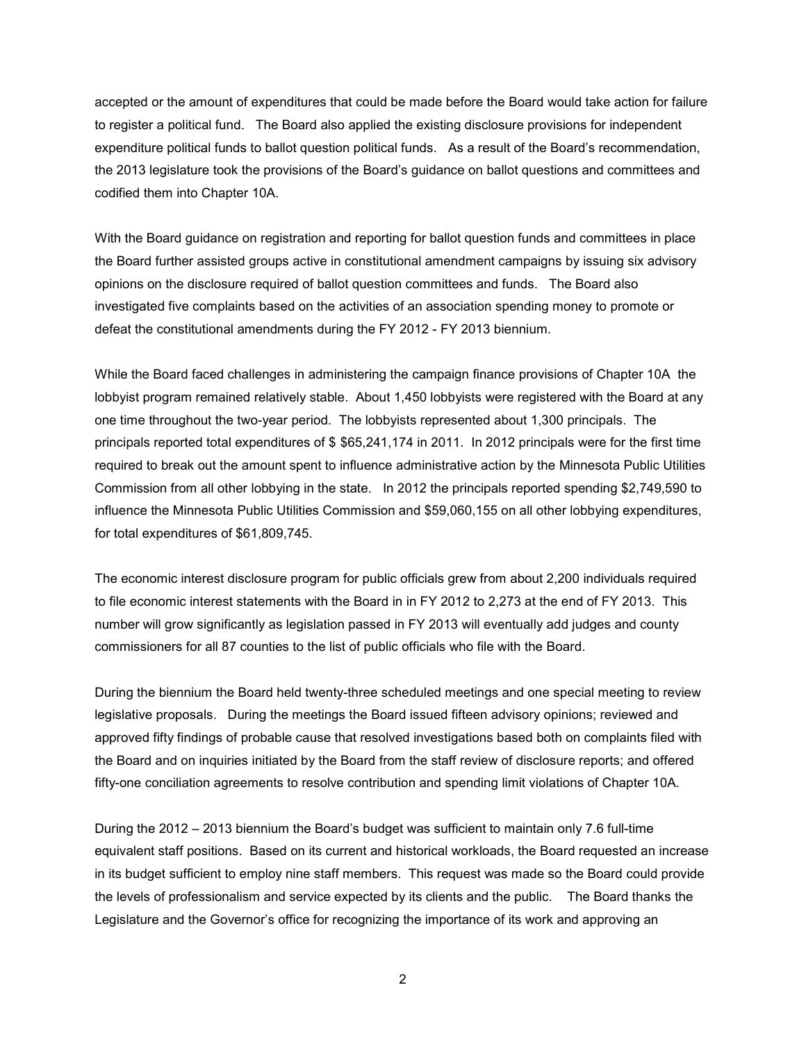accepted or the amount of expenditures that could be made before the Board would take action for failure to register a political fund. The Board also applied the existing disclosure provisions for independent expenditure political funds to ballot question political funds. As a result of the Board's recommendation, the 2013 legislature took the provisions of the Board's guidance on ballot questions and committees and codified them into Chapter 10A.

With the Board guidance on registration and reporting for ballot question funds and committees in place the Board further assisted groups active in constitutional amendment campaigns by issuing six advisory opinions on the disclosure required of ballot question committees and funds. The Board also investigated five complaints based on the activities of an association spending money to promote or defeat the constitutional amendments during the FY 2012 - FY 2013 biennium.

While the Board faced challenges in administering the campaign finance provisions of Chapter 10A the lobbyist program remained relatively stable. About 1,450 lobbyists were registered with the Board at any one time throughout the two-year period. The lobbyists represented about 1,300 principals. The principals reported total expenditures of $ $65,241,174 in 2011. In 2012 principals were for the first time required to break out the amount spent to influence administrative action by the Minnesota Public Utilities Commission from all other lobbying in the state. In 2012 the principals reported spending $2,749,590 to influence the Minnesota Public Utilities Commission and $59,060,155 on all other lobbying expenditures, for total expenditures of $61,809,745.

The economic interest disclosure program for public officials grew from about 2,200 individuals required to file economic interest statements with the Board in in FY 2012 to 2,273 at the end of FY 2013. This number will grow significantly as legislation passed in FY 2013 will eventually add judges and county commissioners for all 87 counties to the list of public officials who file with the Board.

During the biennium the Board held twenty-three scheduled meetings and one special meeting to review legislative proposals. During the meetings the Board issued fifteen advisory opinions; reviewed and approved fifty findings of probable cause that resolved investigations based both on complaints filed with the Board and on inquiries initiated by the Board from the staff review of disclosure reports; and offered fifty-one conciliation agreements to resolve contribution and spending limit violations of Chapter 10A.

During the 2012 – 2013 biennium the Board's budget was sufficient to maintain only 7.6 full-time equivalent staff positions. Based on its current and historical workloads, the Board requested an increase in its budget sufficient to employ nine staff members. This request was made so the Board could provide the levels of professionalism and service expected by its clients and the public. The Board thanks the Legislature and the Governor's office for recognizing the importance of its work and approving an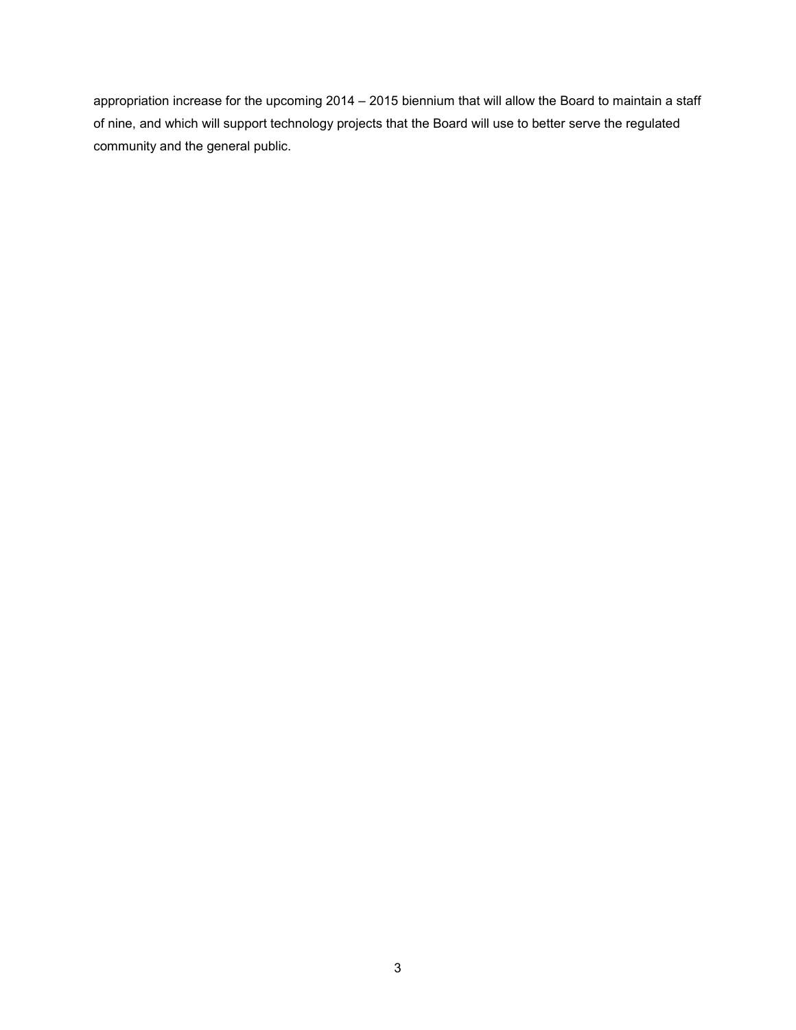appropriation increase for the upcoming 2014 – 2015 biennium that will allow the Board to maintain a staff of nine, and which will support technology projects that the Board will use to better serve the regulated community and the general public.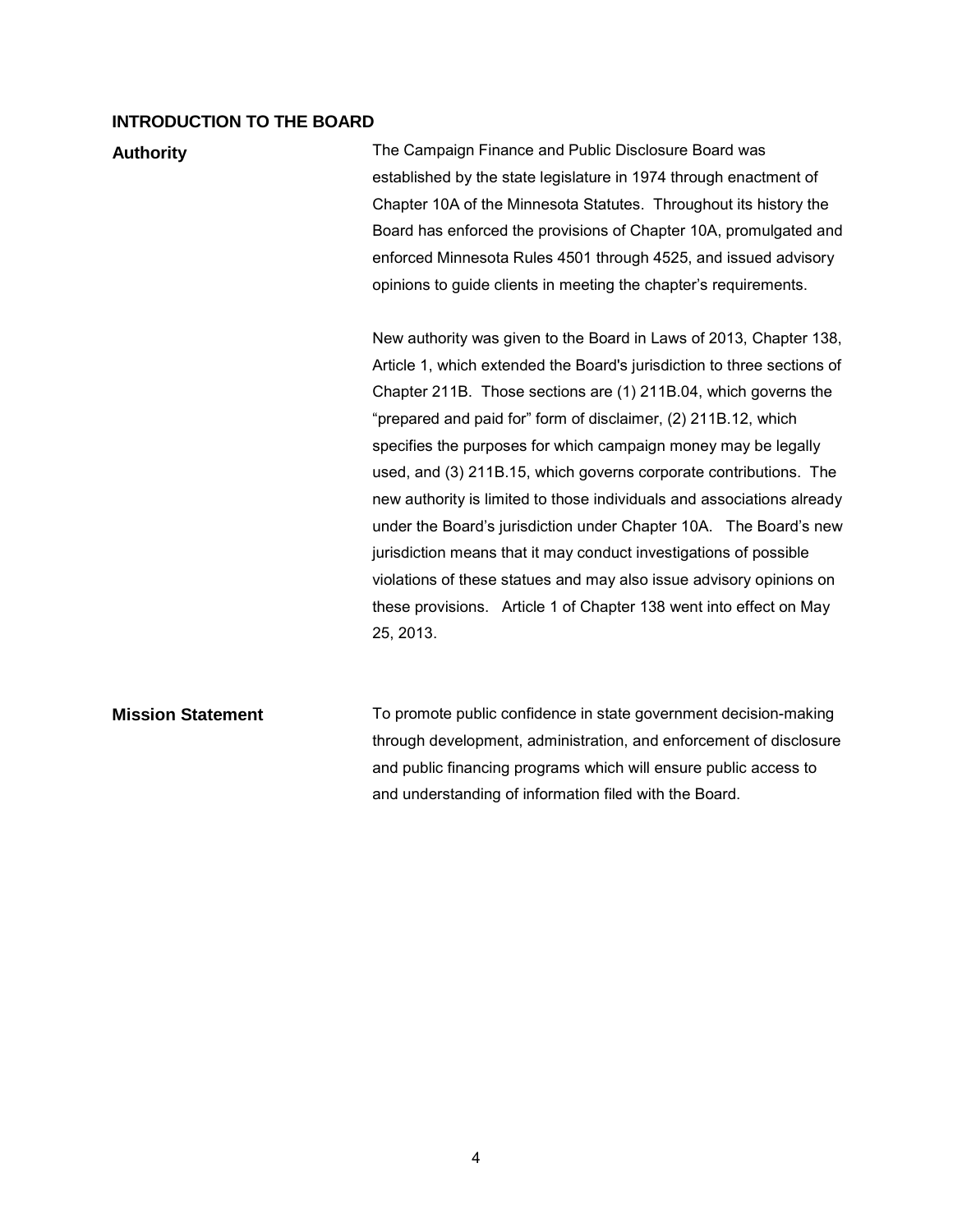## INTRODUCTION TO THE BOARD

### Authority

The Campaign Finance and Public Disclosure Board was established by the state legislature in 1974 through enactment of Chapter 10A of the Minnesota Statutes. Throughout its history the Board has enforced the provisions of Chapter 10A, promulgated and enforced Minnesota Rules 4501 through 4525, and issued advisory opinions to guide clients in meeting the chapter's requirements.

New authority was given to the Board in Laws of 2013, Chapter 138, Article 1, which extended the Board's jurisdiction to three sections of Chapter 211B. Those sections are (1) 211B.04, which governs the "prepared and paid for" form of disclaimer, (2) 211B.12, which specifies the purposes for which campaign money may be legally used, and (3) 211B.15, which governs corporate contributions. The new authority is limited to those individuals and associations already under the Board's jurisdiction under Chapter 10A. The Board's new jurisdiction means that it may conduct investigations of possible violations of these statues and may also issue advisory opinions on these provisions. Article 1 of Chapter 138 went into effect on May 25, 2013.

### Mission Statement

To promote public confidence in state government decision-making through development, administration, and enforcement of disclosure and public financing programs which will ensure public access to and understanding of information filed with the Board.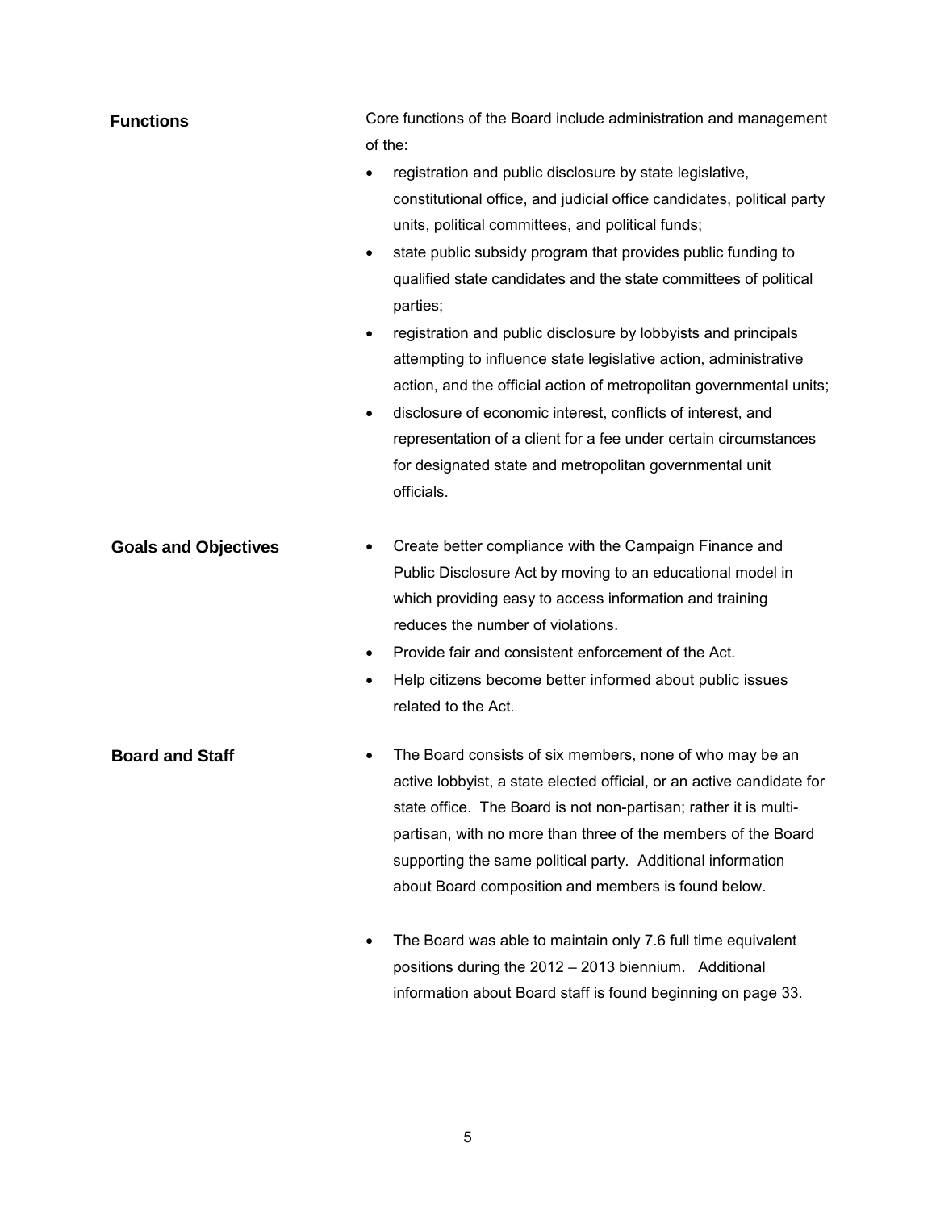## Functions

Core functions of the Board include administration and management of the:

- registration and public disclosure by state legislative, constitutional office, and judicial office candidates, political party units, political committees, and political funds;
- state public subsidy program that provides public funding to qualified state candidates and the state committees of political parties;
- registration and public disclosure by lobbyists and principals attempting to influence state legislative action, administrative action, and the official action of metropolitan governmental units;
- disclosure of economic interest, conflicts of interest, and representation of a client for a fee under certain circumstances for designated state and metropolitan governmental unit officials.

## Goals and Objectives

- Create better compliance with the Campaign Finance and Public Disclosure Act by moving to an educational model in which providing easy to access information and training reduces the number of violations.
- Provide fair and consistent enforcement of the Act.
- Help citizens become better informed about public issues related to the Act.

## Board and Staff

- The Board consists of six members, none of who may be an active lobbyist, a state elected official, or an active candidate for state office. The Board is not non-partisan; rather it is multi-partisan, with no more than three of the members of the Board supporting the same political party. Additional information about Board composition and members is found below.

- The Board was able to maintain only 7.6 full time equivalent positions during the 2012 – 2013 biennium. Additional information about Board staff is found beginning on page 33.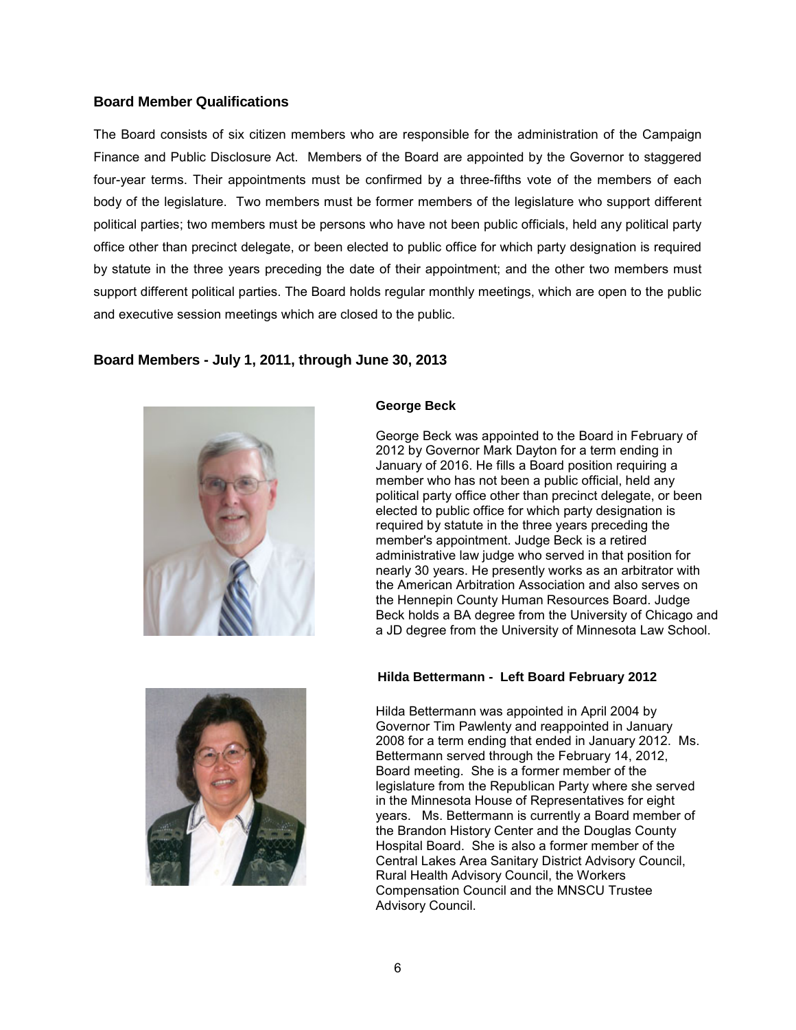### Board Member Qualifications

The Board consists of six citizen members who are responsible for the administration of the Campaign Finance and Public Disclosure Act. Members of the Board are appointed by the Governor to staggered four-year terms. Their appointments must be confirmed by a three-fifths vote of the members of each body of the legislature. Two members must be former members of the legislature who support different political parties; two members must be persons who have not been public officials, held any political party office other than precinct delegate, or been elected to public office for which party designation is required by statute in the three years preceding the date of their appointment; and the other two members must support different political parties. The Board holds regular monthly meetings, which are open to the public and executive session meetings which are closed to the public.

### Board Members - July 1, 2011, through June 30, 2013

**George Beck**

George Beck was appointed to the Board in February of 2012 by Governor Mark Dayton for a term ending in January of 2016. He fills a Board position requiring a member who has not been a public official, held any political party office other than precinct delegate, or been elected to public office for which party designation is required by statute in the three years preceding the member's appointment. Judge Beck is a retired administrative law judge who served in that position for nearly 30 years. He presently works as an arbitrator with the American Arbitration Association and also serves on the Hennepin County Human Resources Board. Judge Beck holds a BA degree from the University of Chicago and a JD degree from the University of Minnesota Law School.

**Hilda Bettermann - Left Board February 2012**

Hilda Bettermann was appointed in April 2004 by Governor Tim Pawlenty and reappointed in January 2008 for a term ending that ended in January 2012. Ms. Bettermann served through the February 14, 2012, Board meeting. She is a former member of the legislature from the Republican Party where she served in the Minnesota House of Representatives for eight years. Ms. Bettermann is currently a Board member of the Brandon History Center and the Douglas County Hospital Board. She is also a former member of the Central Lakes Area Sanitary District Advisory Council, Rural Health Advisory Council, the Workers Compensation Council and the MNSCU Trustee Advisory Council.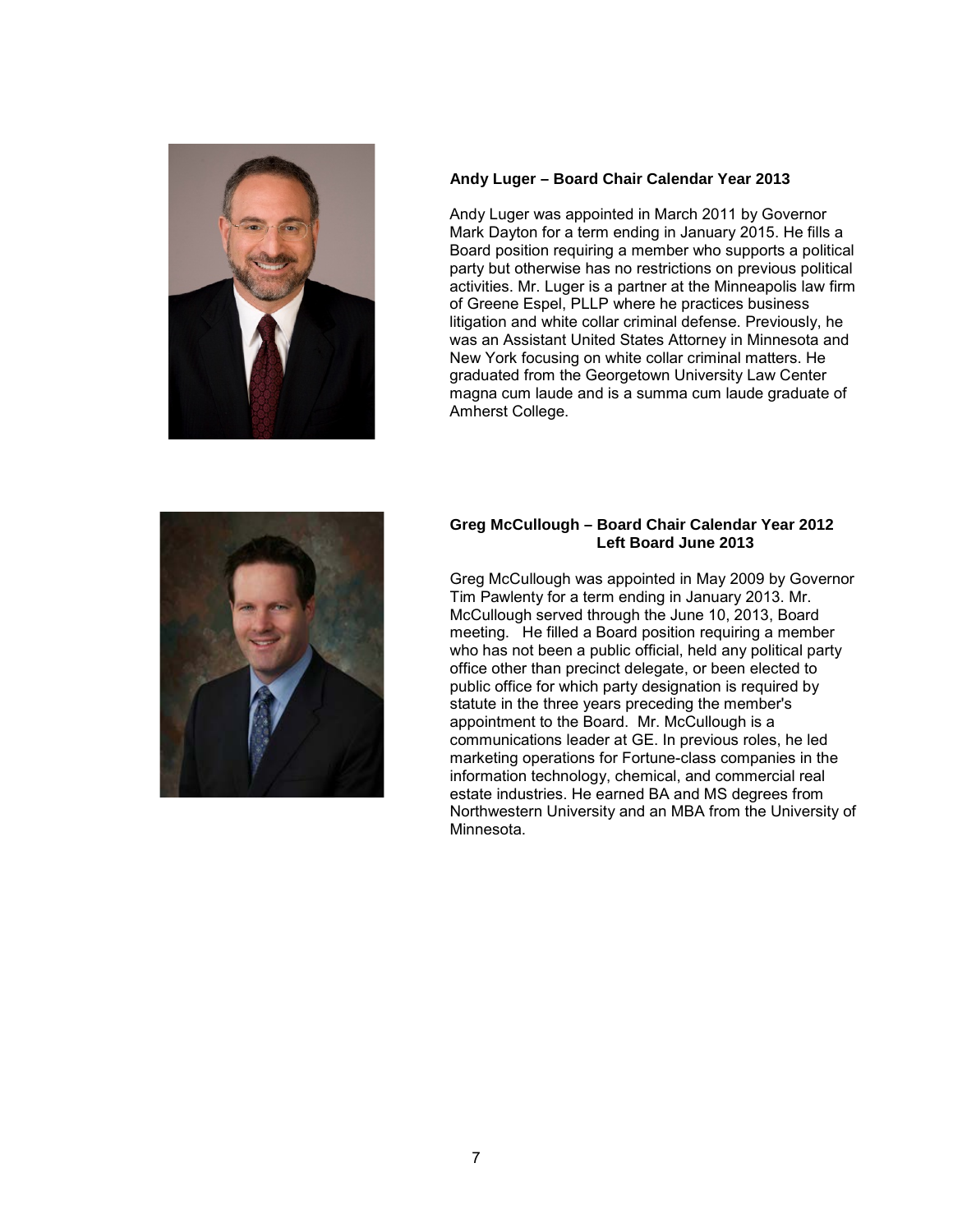**Andy Luger – Board Chair Calendar Year 2013**

Andy Luger was appointed in March 2011 by Governor Mark Dayton for a term ending in January 2015. He fills a Board position requiring a member who supports a political party but otherwise has no restrictions on previous political activities. Mr. Luger is a partner at the Minneapolis law firm of Greene Espel, PLLP where he practices business litigation and white collar criminal defense. Previously, he was an Assistant United States Attorney in Minnesota and New York focusing on white collar criminal matters. He graduated from the Georgetown University Law Center magna cum laude and is a summa cum laude graduate of Amherst College.

**Greg McCullough – Board Chair Calendar Year 2012**
**Left Board June 2013**

Greg McCullough was appointed in May 2009 by Governor Tim Pawlenty for a term ending in January 2013. Mr. McCullough served through the June 10, 2013, Board meeting. He filled a Board position requiring a member who has not been a public official, held any political party office other than precinct delegate, or been elected to public office for which party designation is required by statute in the three years preceding the member's appointment to the Board. Mr. McCullough is a communications leader at GE. In previous roles, he led marketing operations for Fortune-class companies in the information technology, chemical, and commercial real estate industries. He earned BA and MS degrees from Northwestern University and an MBA from the University of Minnesota.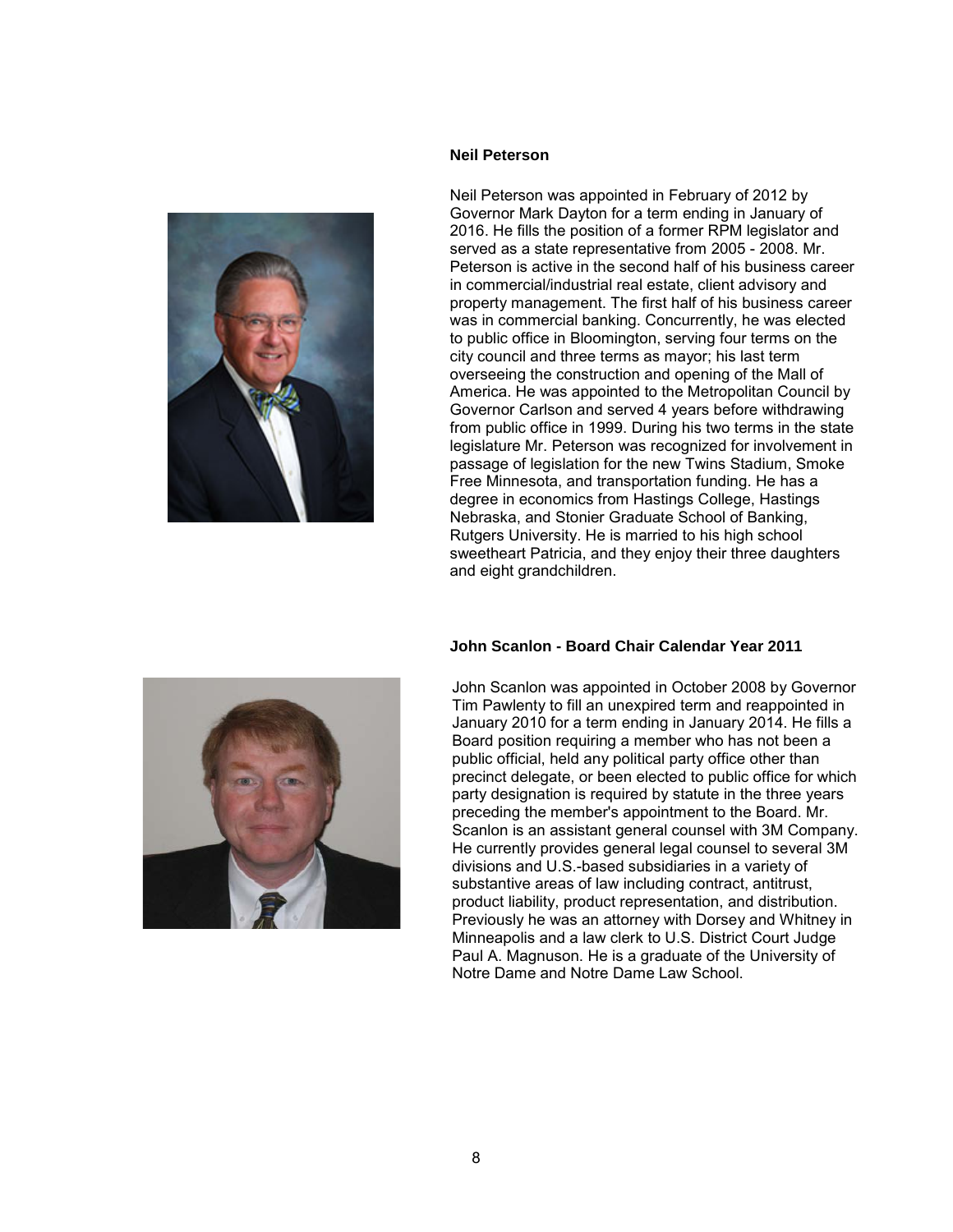**Neil Peterson**

Neil Peterson was appointed in February of 2012 by Governor Mark Dayton for a term ending in January of 2016. He fills the position of a former RPM legislator and served as a state representative from 2005 - 2008. Mr. Peterson is active in the second half of his business career in commercial/industrial real estate, client advisory and property management. The first half of his business career was in commercial banking. Concurrently, he was elected to public office in Bloomington, serving four terms on the city council and three terms as mayor; his last term overseeing the construction and opening of the Mall of America. He was appointed to the Metropolitan Council by Governor Carlson and served 4 years before withdrawing from public office in 1999. During his two terms in the state legislature Mr. Peterson was recognized for involvement in passage of legislation for the new Twins Stadium, Smoke Free Minnesota, and transportation funding. He has a degree in economics from Hastings College, Hastings Nebraska, and Stonier Graduate School of Banking, Rutgers University. He is married to his high school sweetheart Patricia, and they enjoy their three daughters and eight grandchildren.

**John Scanlon - Board Chair Calendar Year 2011**

John Scanlon was appointed in October 2008 by Governor Tim Pawlenty to fill an unexpired term and reappointed in January 2010 for a term ending in January 2014. He fills a Board position requiring a member who has not been a public official, held any political party office other than precinct delegate, or been elected to public office for which party designation is required by statute in the three years preceding the member's appointment to the Board. Mr. Scanlon is an assistant general counsel with 3M Company. He currently provides general legal counsel to several 3M divisions and U.S.-based subsidiaries in a variety of substantive areas of law including contract, antitrust, product liability, product representation, and distribution. Previously he was an attorney with Dorsey and Whitney in Minneapolis and a law clerk to U.S. District Court Judge Paul A. Magnuson. He is a graduate of the University of Notre Dame and Notre Dame Law School.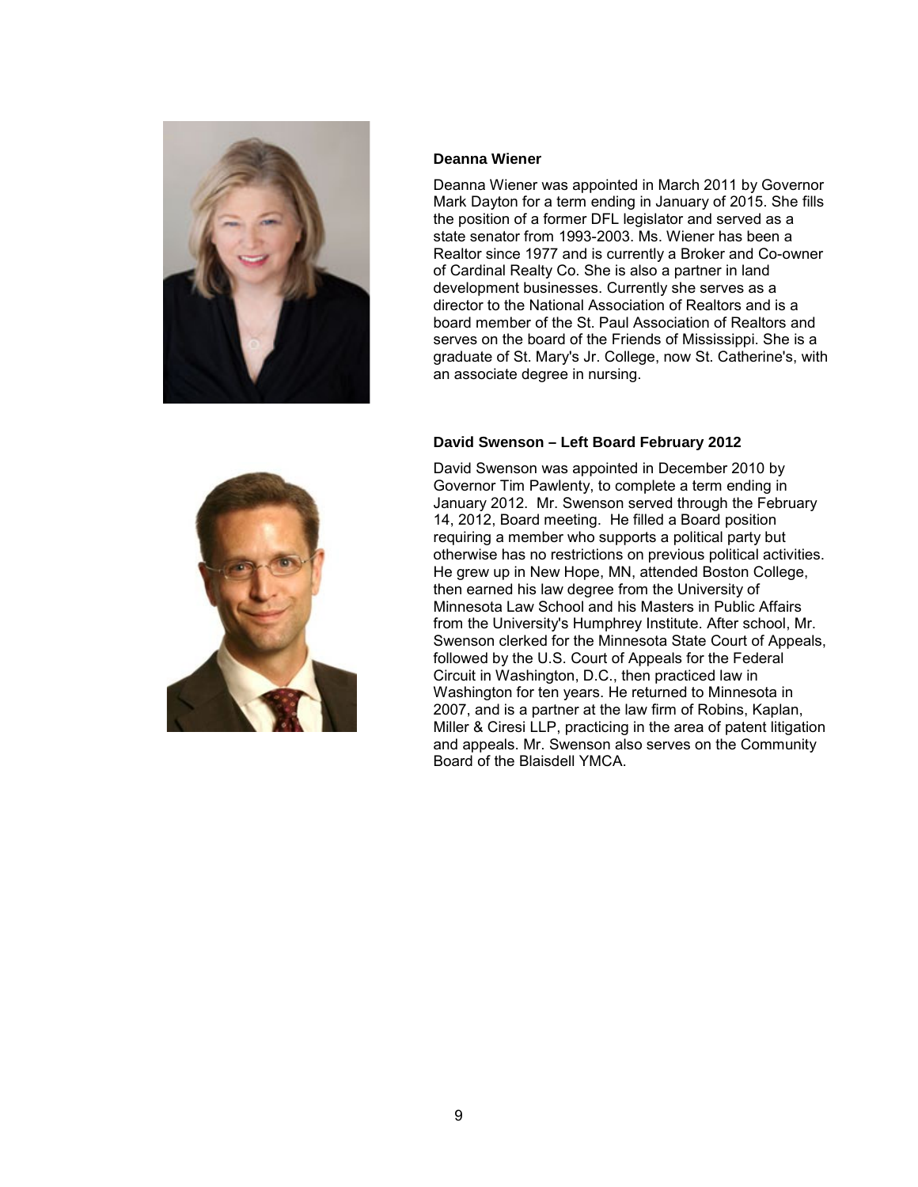**Deanna Wiener**

Deanna Wiener was appointed in March 2011 by Governor Mark Dayton for a term ending in January of 2015. She fills the position of a former DFL legislator and served as a state senator from 1993-2003. Ms. Wiener has been a Realtor since 1977 and is currently a Broker and Co-owner of Cardinal Realty Co. She is also a partner in land development businesses. Currently she serves as a director to the National Association of Realtors and is a board member of the St. Paul Association of Realtors and serves on the board of the Friends of Mississippi. She is a graduate of St. Mary's Jr. College, now St. Catherine's, with an associate degree in nursing.

**David Swenson – Left Board February 2012**

David Swenson was appointed in December 2010 by Governor Tim Pawlenty, to complete a term ending in January 2012. Mr. Swenson served through the February 14, 2012, Board meeting. He filled a Board position requiring a member who supports a political party but otherwise has no restrictions on previous political activities. He grew up in New Hope, MN, attended Boston College, then earned his law degree from the University of Minnesota Law School and his Masters in Public Affairs from the University's Humphrey Institute. After school, Mr. Swenson clerked for the Minnesota State Court of Appeals, followed by the U.S. Court of Appeals for the Federal Circuit in Washington, D.C., then practiced law in Washington for ten years. He returned to Minnesota in 2007, and is a partner at the law firm of Robins, Kaplan, Miller & Ciresi LLP, practicing in the area of patent litigation and appeals. Mr. Swenson also serves on the Community Board of the Blaisdell YMCA.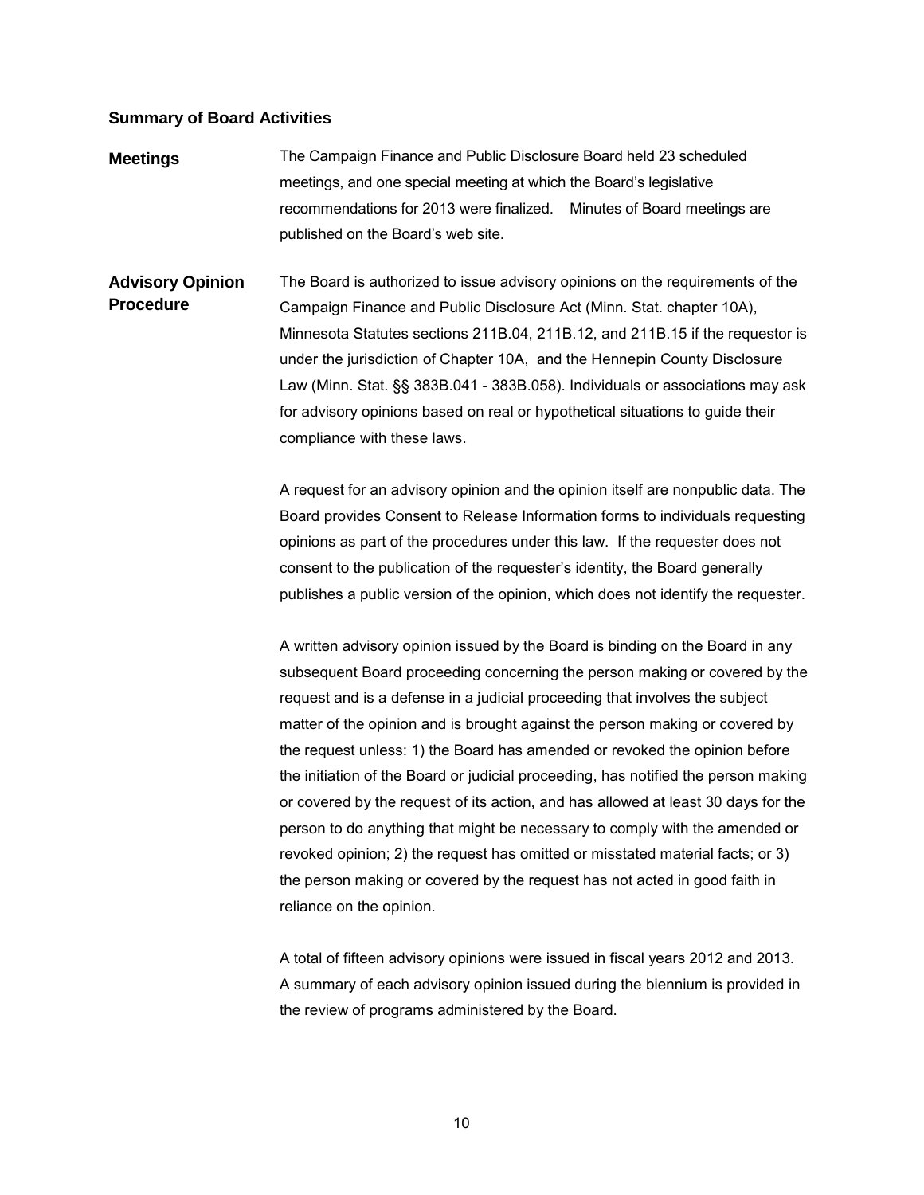## Summary of Board Activities

**Meetings**

The Campaign Finance and Public Disclosure Board held 23 scheduled meetings, and one special meeting at which the Board's legislative recommendations for 2013 were finalized. Minutes of Board meetings are published on the Board's web site.

**Advisory Opinion Procedure**

The Board is authorized to issue advisory opinions on the requirements of the Campaign Finance and Public Disclosure Act (Minn. Stat. chapter 10A), Minnesota Statutes sections 211B.04, 211B.12, and 211B.15 if the requestor is under the jurisdiction of Chapter 10A, and the Hennepin County Disclosure Law (Minn. Stat. §§ 383B.041 - 383B.058). Individuals or associations may ask for advisory opinions based on real or hypothetical situations to guide their compliance with these laws.

A request for an advisory opinion and the opinion itself are nonpublic data. The Board provides Consent to Release Information forms to individuals requesting opinions as part of the procedures under this law. If the requester does not consent to the publication of the requester's identity, the Board generally publishes a public version of the opinion, which does not identify the requester.

A written advisory opinion issued by the Board is binding on the Board in any subsequent Board proceeding concerning the person making or covered by the request and is a defense in a judicial proceeding that involves the subject matter of the opinion and is brought against the person making or covered by the request unless: 1) the Board has amended or revoked the opinion before the initiation of the Board or judicial proceeding, has notified the person making or covered by the request of its action, and has allowed at least 30 days for the person to do anything that might be necessary to comply with the amended or revoked opinion; 2) the request has omitted or misstated material facts; or 3) the person making or covered by the request has not acted in good faith in reliance on the opinion.

A total of fifteen advisory opinions were issued in fiscal years 2012 and 2013. A summary of each advisory opinion issued during the biennium is provided in the review of programs administered by the Board.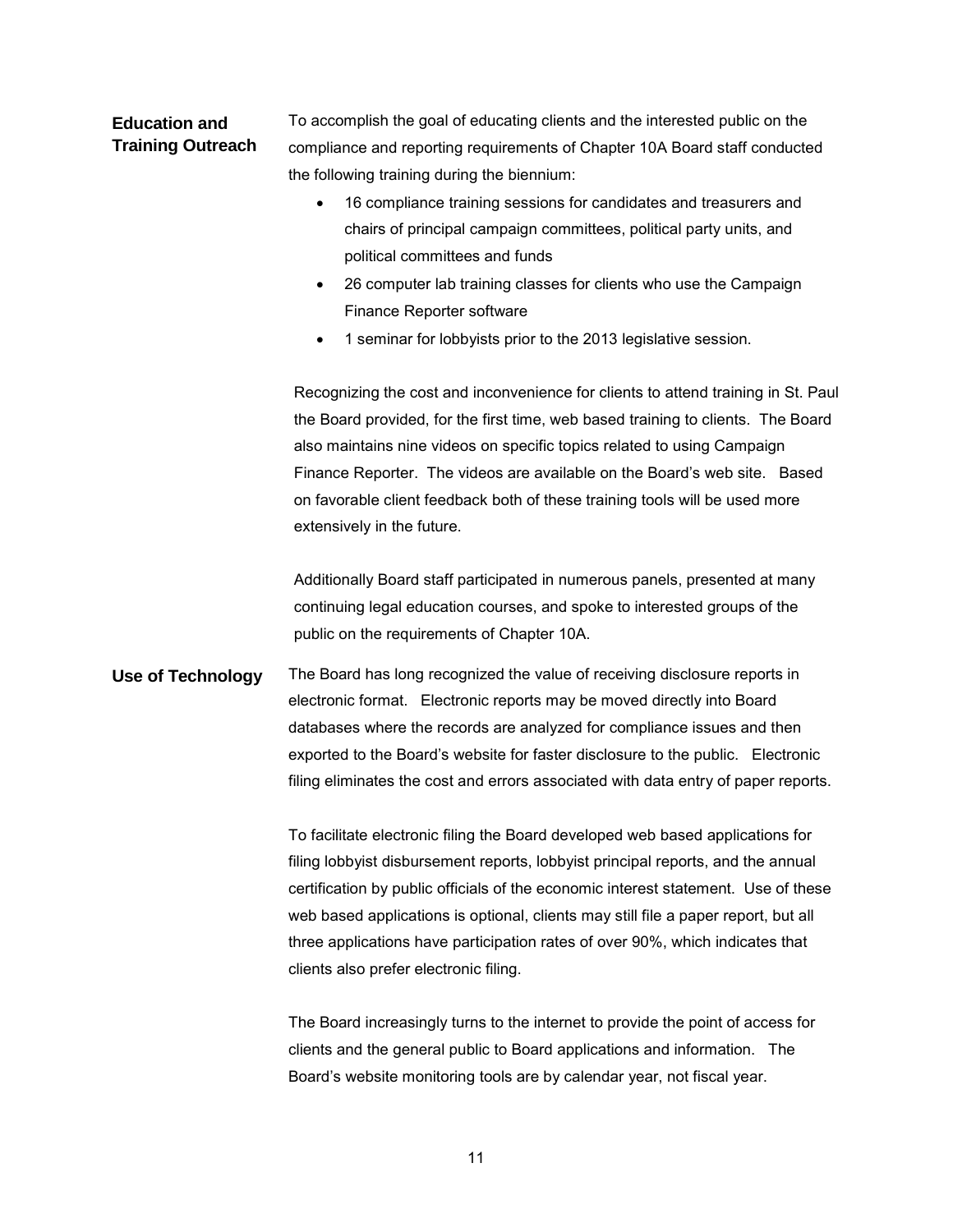## Education and Training Outreach

To accomplish the goal of educating clients and the interested public on the compliance and reporting requirements of Chapter 10A Board staff conducted the following training during the biennium:

- 16 compliance training sessions for candidates and treasurers and chairs of principal campaign committees, political party units, and political committees and funds
- 26 computer lab training classes for clients who use the Campaign Finance Reporter software
- 1 seminar for lobbyists prior to the 2013 legislative session.

Recognizing the cost and inconvenience for clients to attend training in St. Paul the Board provided, for the first time, web based training to clients. The Board also maintains nine videos on specific topics related to using Campaign Finance Reporter. The videos are available on the Board's web site. Based on favorable client feedback both of these training tools will be used more extensively in the future.

Additionally Board staff participated in numerous panels, presented at many continuing legal education courses, and spoke to interested groups of the public on the requirements of Chapter 10A.

## Use of Technology

The Board has long recognized the value of receiving disclosure reports in electronic format. Electronic reports may be moved directly into Board databases where the records are analyzed for compliance issues and then exported to the Board's website for faster disclosure to the public. Electronic filing eliminates the cost and errors associated with data entry of paper reports.

To facilitate electronic filing the Board developed web based applications for filing lobbyist disbursement reports, lobbyist principal reports, and the annual certification by public officials of the economic interest statement. Use of these web based applications is optional, clients may still file a paper report, but all three applications have participation rates of over 90%, which indicates that clients also prefer electronic filing.

The Board increasingly turns to the internet to provide the point of access for clients and the general public to Board applications and information. The Board's website monitoring tools are by calendar year, not fiscal year.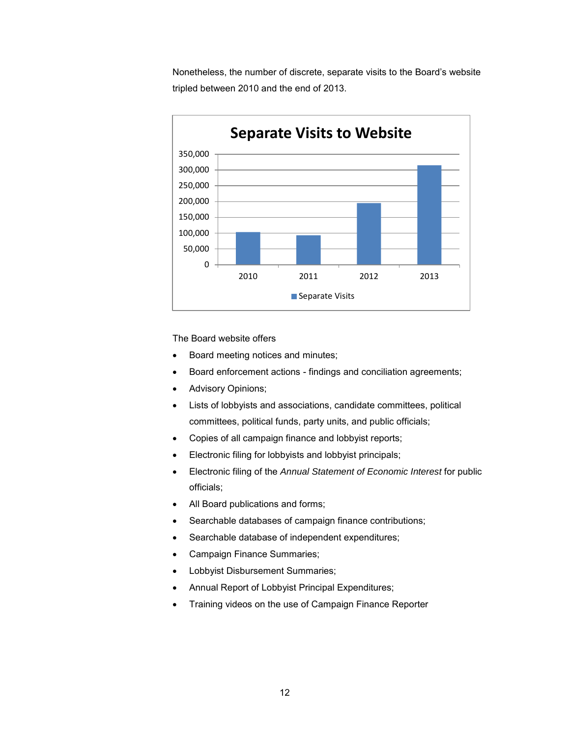Nonetheless, the number of discrete, separate visits to the Board's website tripled between 2010 and the end of 2013.

Separate Visits to Website

350,000
300,000
250,000
200,000
150,000
100,000
50,000
0

2010
2011
2012
2013

Separate Visits

The Board website offers

- Board meeting notices and minutes;
- Board enforcement actions - findings and conciliation agreements;
- Advisory Opinions;
- Lists of lobbyists and associations, candidate committees, political committees, political funds, party units, and public officials;
- Copies of all campaign finance and lobbyist reports;
- Electronic filing for lobbyists and lobbyist principals;
- Electronic filing of the *Annual Statement of Economic Interest* for public officials;
- All Board publications and forms;
- Searchable databases of campaign finance contributions;
- Searchable database of independent expenditures;
- Campaign Finance Summaries;
- Lobbyist Disbursement Summaries;
- Annual Report of Lobbyist Principal Expenditures;
- Training videos on the use of Campaign Finance Reporter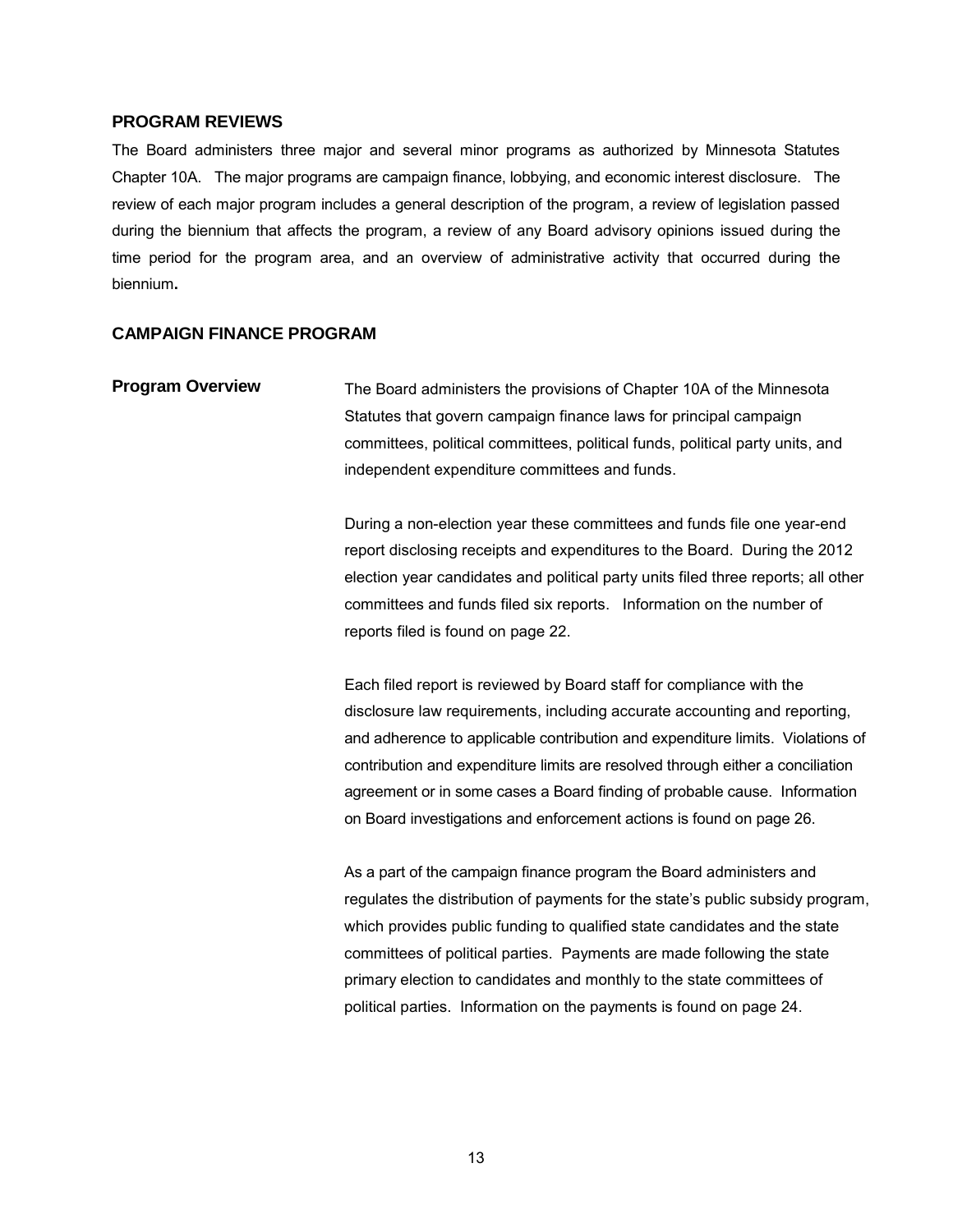## PROGRAM REVIEWS

The Board administers three major and several minor programs as authorized by Minnesota Statutes Chapter 10A. The major programs are campaign finance, lobbying, and economic interest disclosure. The review of each major program includes a general description of the program, a review of legislation passed during the biennium that affects the program, a review of any Board advisory opinions issued during the time period for the program area, and an overview of administrative activity that occurred during the biennium.

## CAMPAIGN FINANCE PROGRAM

### Program Overview

The Board administers the provisions of Chapter 10A of the Minnesota Statutes that govern campaign finance laws for principal campaign committees, political committees, political funds, political party units, and independent expenditure committees and funds.

During a non-election year these committees and funds file one year-end report disclosing receipts and expenditures to the Board. During the 2012 election year candidates and political party units filed three reports; all other committees and funds filed six reports. Information on the number of reports filed is found on page 22.

Each filed report is reviewed by Board staff for compliance with the disclosure law requirements, including accurate accounting and reporting, and adherence to applicable contribution and expenditure limits. Violations of contribution and expenditure limits are resolved through either a conciliation agreement or in some cases a Board finding of probable cause. Information on Board investigations and enforcement actions is found on page 26.

As a part of the campaign finance program the Board administers and regulates the distribution of payments for the state's public subsidy program, which provides public funding to qualified state candidates and the state committees of political parties. Payments are made following the state primary election to candidates and monthly to the state committees of political parties. Information on the payments is found on page 24.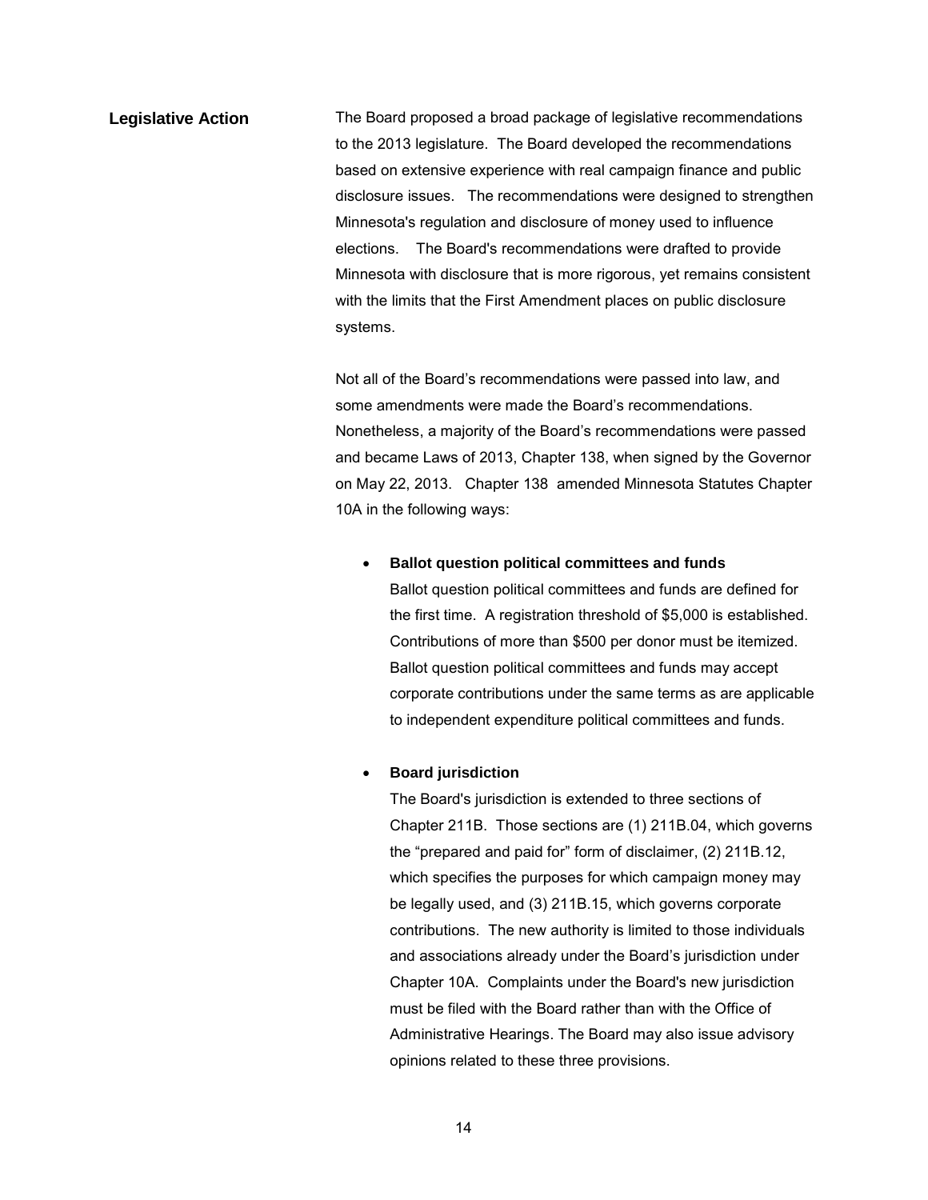## Legislative Action

The Board proposed a broad package of legislative recommendations to the 2013 legislature. The Board developed the recommendations based on extensive experience with real campaign finance and public disclosure issues. The recommendations were designed to strengthen Minnesota's regulation and disclosure of money used to influence elections. The Board's recommendations were drafted to provide Minnesota with disclosure that is more rigorous, yet remains consistent with the limits that the First Amendment places on public disclosure systems.

Not all of the Board's recommendations were passed into law, and some amendments were made the Board's recommendations. Nonetheless, a majority of the Board's recommendations were passed and became Laws of 2013, Chapter 138, when signed by the Governor on May 22, 2013. Chapter 138 amended Minnesota Statutes Chapter 10A in the following ways:

- **Ballot question political committees and funds**
  Ballot question political committees and funds are defined for the first time. A registration threshold of $5,000 is established. Contributions of more than $500 per donor must be itemized. Ballot question political committees and funds may accept corporate contributions under the same terms as are applicable to independent expenditure political committees and funds.

- **Board jurisdiction**
  The Board's jurisdiction is extended to three sections of Chapter 211B. Those sections are (1) 211B.04, which governs the "prepared and paid for" form of disclaimer, (2) 211B.12, which specifies the purposes for which campaign money may be legally used, and (3) 211B.15, which governs corporate contributions. The new authority is limited to those individuals and associations already under the Board's jurisdiction under Chapter 10A. Complaints under the Board's new jurisdiction must be filed with the Board rather than with the Office of Administrative Hearings. The Board may also issue advisory opinions related to these three provisions.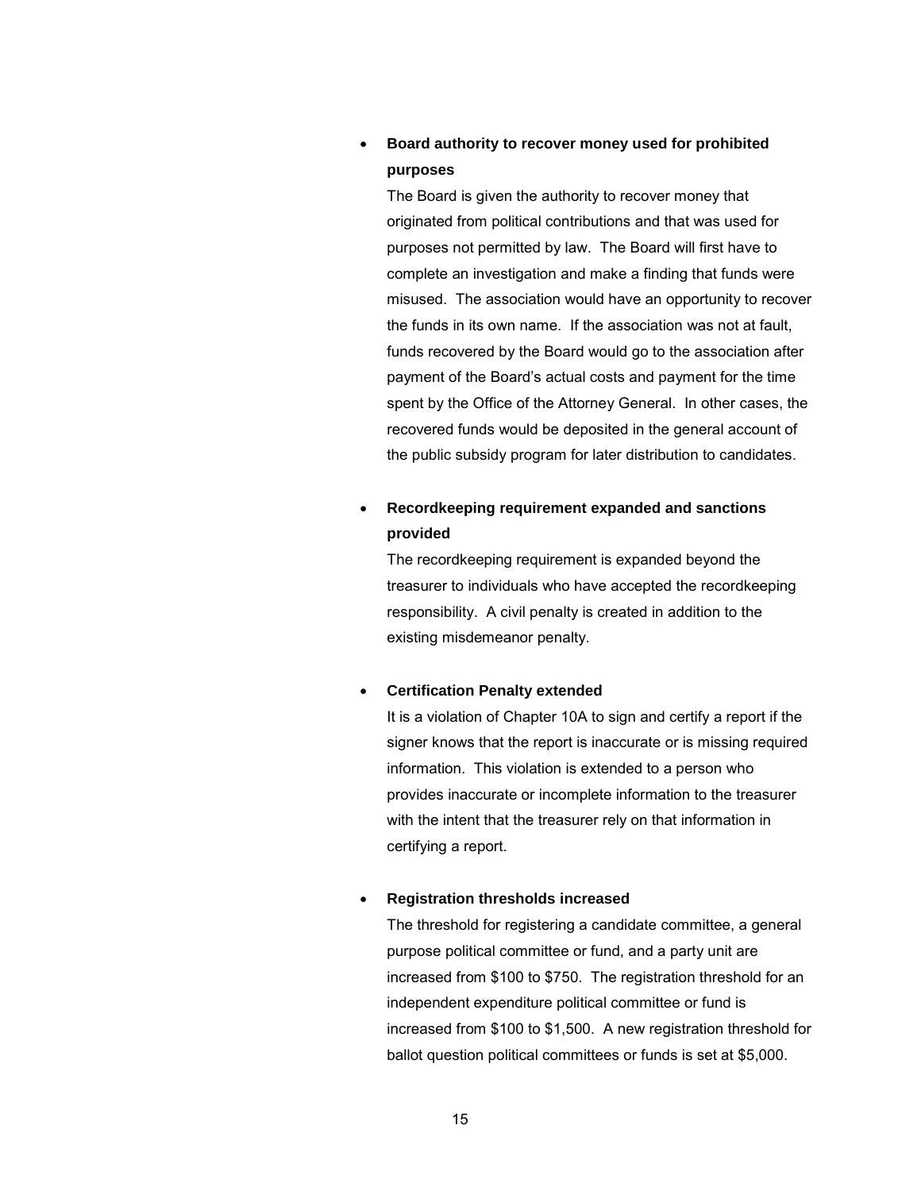- **Board authority to recover money used for prohibited purposes**

  The Board is given the authority to recover money that originated from political contributions and that was used for purposes not permitted by law. The Board will first have to complete an investigation and make a finding that funds were misused. The association would have an opportunity to recover the funds in its own name. If the association was not at fault, funds recovered by the Board would go to the association after payment of the Board's actual costs and payment for the time spent by the Office of the Attorney General. In other cases, the recovered funds would be deposited in the general account of the public subsidy program for later distribution to candidates.

- **Recordkeeping requirement expanded and sanctions provided**

  The recordkeeping requirement is expanded beyond the treasurer to individuals who have accepted the recordkeeping responsibility. A civil penalty is created in addition to the existing misdemeanor penalty.

- **Certification Penalty extended**

  It is a violation of Chapter 10A to sign and certify a report if the signer knows that the report is inaccurate or is missing required information. This violation is extended to a person who provides inaccurate or incomplete information to the treasurer with the intent that the treasurer rely on that information in certifying a report.

- **Registration thresholds increased**

  The threshold for registering a candidate committee, a general purpose political committee or fund, and a party unit are increased from $100 to $750. The registration threshold for an independent expenditure political committee or fund is increased from $100 to $1,500. A new registration threshold for ballot question political committees or funds is set at $5,000.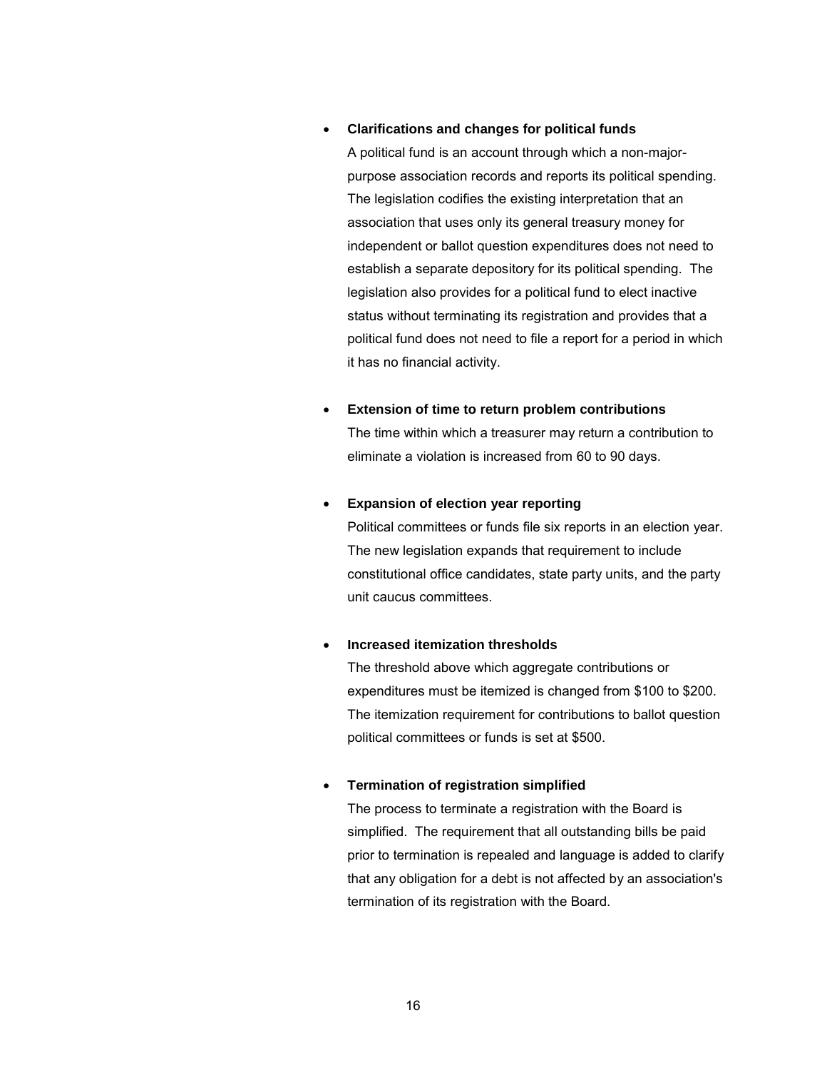- **Clarifications and changes for political funds**

  A political fund is an account through which a non-major-purpose association records and reports its political spending. The legislation codifies the existing interpretation that an association that uses only its general treasury money for independent or ballot question expenditures does not need to establish a separate depository for its political spending. The legislation also provides for a political fund to elect inactive status without terminating its registration and provides that a political fund does not need to file a report for a period in which it has no financial activity.

- **Extension of time to return problem contributions**

  The time within which a treasurer may return a contribution to eliminate a violation is increased from 60 to 90 days.

- **Expansion of election year reporting**

  Political committees or funds file six reports in an election year. The new legislation expands that requirement to include constitutional office candidates, state party units, and the party unit caucus committees.

- **Increased itemization thresholds**

  The threshold above which aggregate contributions or expenditures must be itemized is changed from $100 to $200. The itemization requirement for contributions to ballot question political committees or funds is set at $500.

- **Termination of registration simplified**

  The process to terminate a registration with the Board is simplified. The requirement that all outstanding bills be paid prior to termination is repealed and language is added to clarify that any obligation for a debt is not affected by an association's termination of its registration with the Board.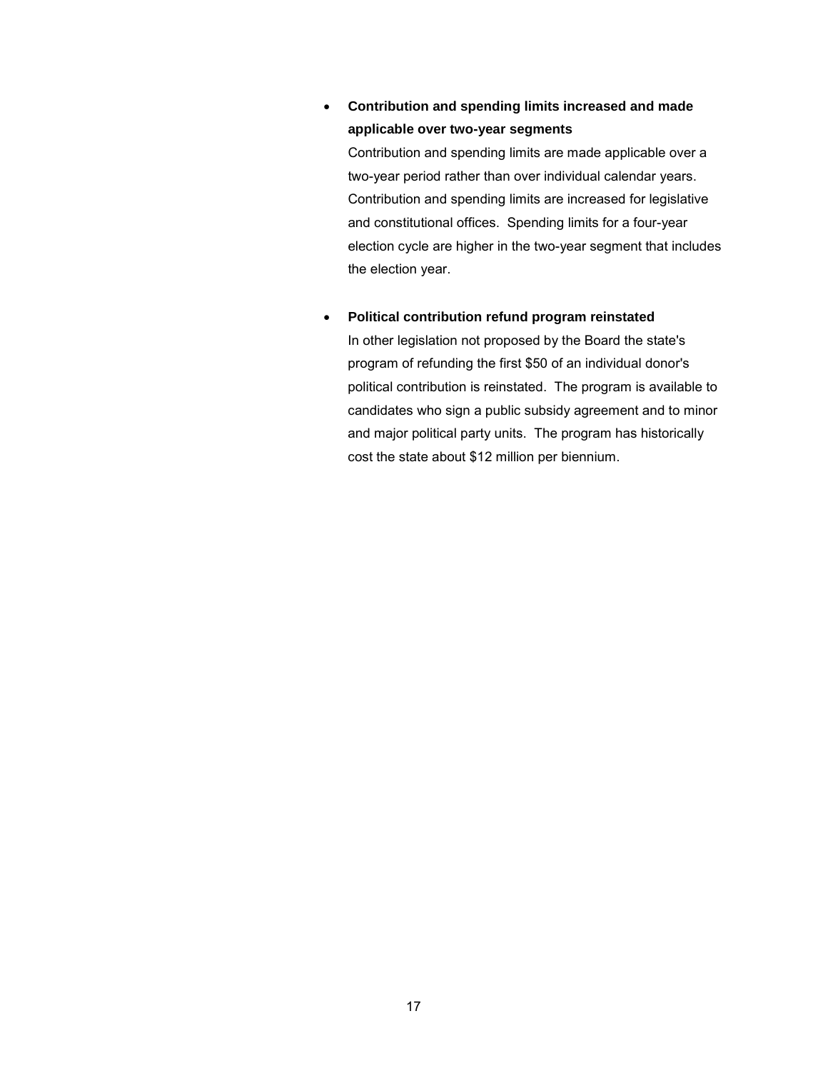- **Contribution and spending limits increased and made applicable over two-year segments**

  Contribution and spending limits are made applicable over a two-year period rather than over individual calendar years. Contribution and spending limits are increased for legislative and constitutional offices. Spending limits for a four-year election cycle are higher in the two-year segment that includes the election year.

- **Political contribution refund program reinstated**

  In other legislation not proposed by the Board the state's program of refunding the first $50 of an individual donor's political contribution is reinstated. The program is available to candidates who sign a public subsidy agreement and to minor and major political party units. The program has historically cost the state about $12 million per biennium.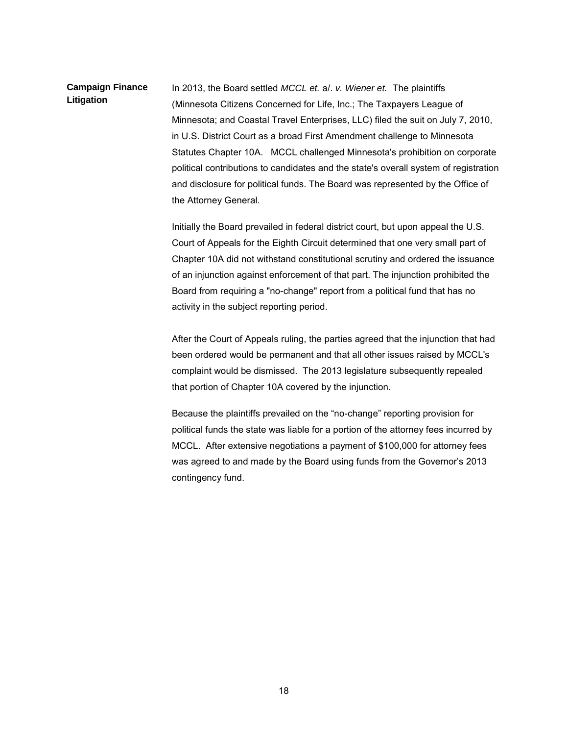### Campaign Finance Litigation

In 2013, the Board settled *MCCL et. al. v. Wiener et.* The plaintiffs (Minnesota Citizens Concerned for Life, Inc.; The Taxpayers League of Minnesota; and Coastal Travel Enterprises, LLC) filed the suit on July 7, 2010, in U.S. District Court as a broad First Amendment challenge to Minnesota Statutes Chapter 10A. MCCL challenged Minnesota's prohibition on corporate political contributions to candidates and the state's overall system of registration and disclosure for political funds. The Board was represented by the Office of the Attorney General.

Initially the Board prevailed in federal district court, but upon appeal the U.S. Court of Appeals for the Eighth Circuit determined that one very small part of Chapter 10A did not withstand constitutional scrutiny and ordered the issuance of an injunction against enforcement of that part. The injunction prohibited the Board from requiring a "no-change" report from a political fund that has no activity in the subject reporting period.

After the Court of Appeals ruling, the parties agreed that the injunction that had been ordered would be permanent and that all other issues raised by MCCL's complaint would be dismissed. The 2013 legislature subsequently repealed that portion of Chapter 10A covered by the injunction.

Because the plaintiffs prevailed on the “no-change” reporting provision for political funds the state was liable for a portion of the attorney fees incurred by MCCL. After extensive negotiations a payment of $100,000 for attorney fees was agreed to and made by the Board using funds from the Governor’s 2013 contingency fund.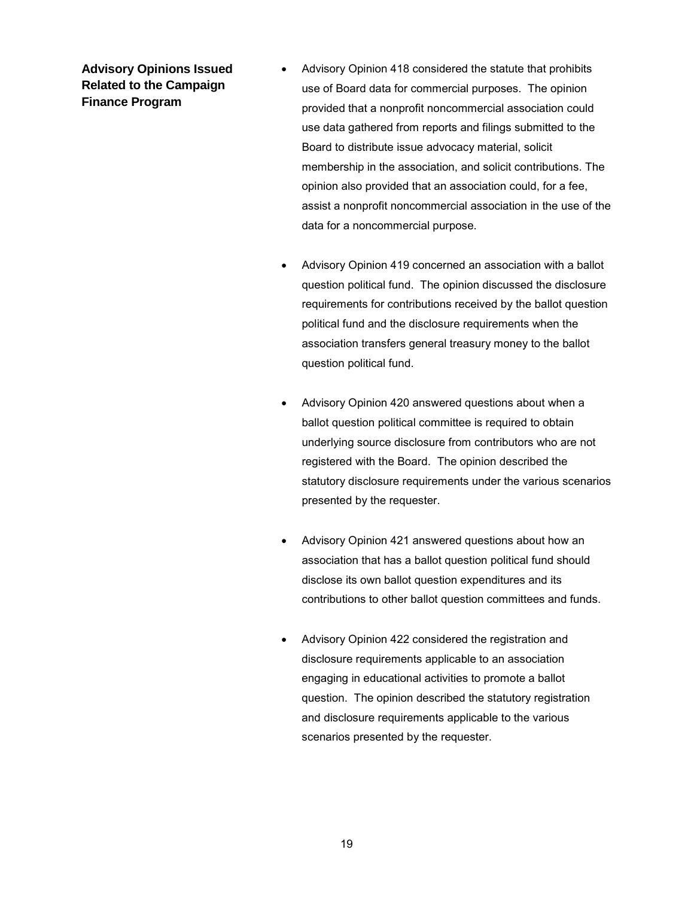### Advisory Opinions Issued Related to the Campaign Finance Program

- Advisory Opinion 418 considered the statute that prohibits use of Board data for commercial purposes. The opinion provided that a nonprofit noncommercial association could use data gathered from reports and filings submitted to the Board to distribute issue advocacy material, solicit membership in the association, and solicit contributions. The opinion also provided that an association could, for a fee, assist a nonprofit noncommercial association in the use of the data for a noncommercial purpose.

- Advisory Opinion 419 concerned an association with a ballot question political fund. The opinion discussed the disclosure requirements for contributions received by the ballot question political fund and the disclosure requirements when the association transfers general treasury money to the ballot question political fund.

- Advisory Opinion 420 answered questions about when a ballot question political committee is required to obtain underlying source disclosure from contributors who are not registered with the Board. The opinion described the statutory disclosure requirements under the various scenarios presented by the requester.

- Advisory Opinion 421 answered questions about how an association that has a ballot question political fund should disclose its own ballot question expenditures and its contributions to other ballot question committees and funds.

- Advisory Opinion 422 considered the registration and disclosure requirements applicable to an association engaging in educational activities to promote a ballot question. The opinion described the statutory registration and disclosure requirements applicable to the various scenarios presented by the requester.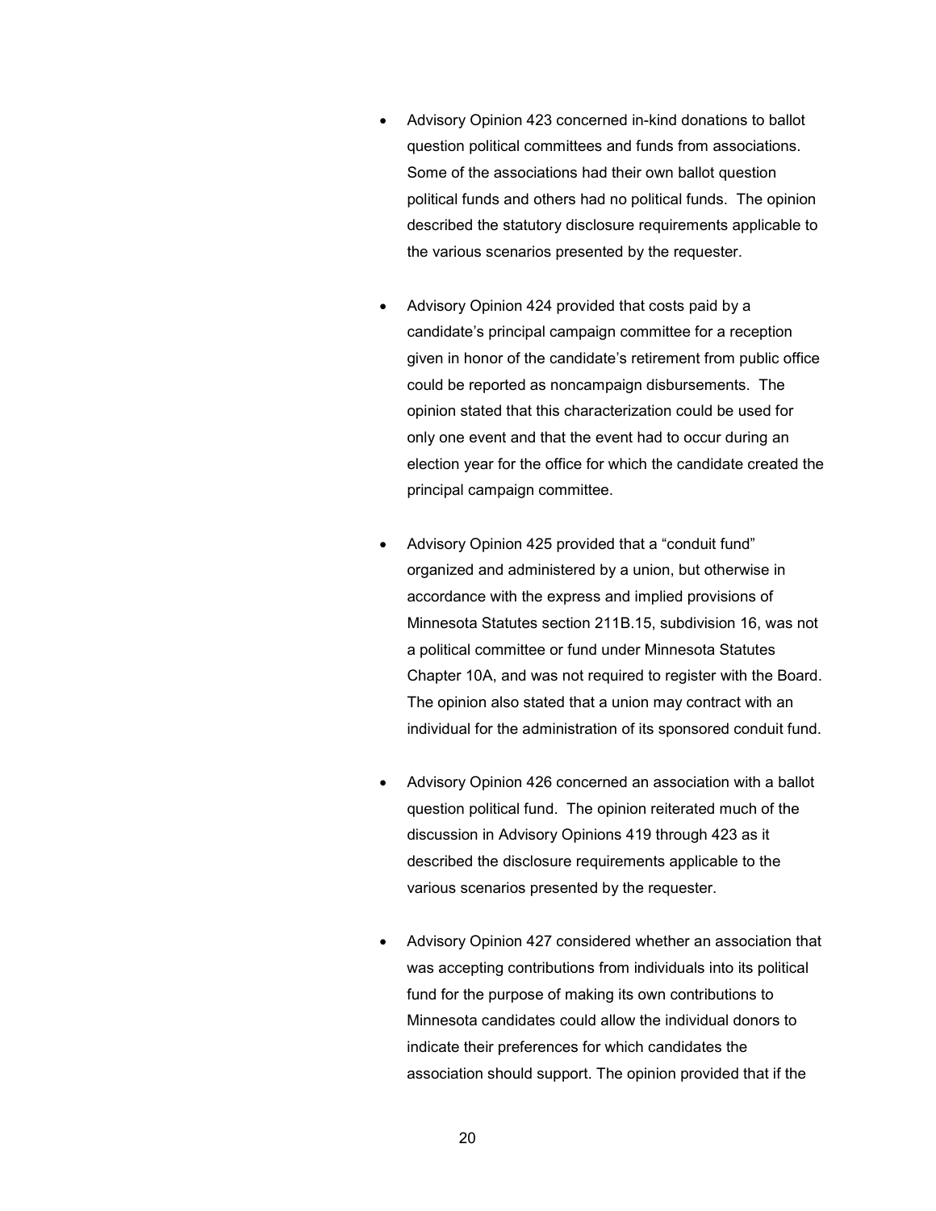- Advisory Opinion 423 concerned in-kind donations to ballot question political committees and funds from associations. Some of the associations had their own ballot question political funds and others had no political funds. The opinion described the statutory disclosure requirements applicable to the various scenarios presented by the requester.

- Advisory Opinion 424 provided that costs paid by a candidate's principal campaign committee for a reception given in honor of the candidate's retirement from public office could be reported as noncampaign disbursements. The opinion stated that this characterization could be used for only one event and that the event had to occur during an election year for the office for which the candidate created the principal campaign committee.

- Advisory Opinion 425 provided that a "conduit fund" organized and administered by a union, but otherwise in accordance with the express and implied provisions of Minnesota Statutes section 211B.15, subdivision 16, was not a political committee or fund under Minnesota Statutes Chapter 10A, and was not required to register with the Board. The opinion also stated that a union may contract with an individual for the administration of its sponsored conduit fund.

- Advisory Opinion 426 concerned an association with a ballot question political fund. The opinion reiterated much of the discussion in Advisory Opinions 419 through 423 as it described the disclosure requirements applicable to the various scenarios presented by the requester.

- Advisory Opinion 427 considered whether an association that was accepting contributions from individuals into its political fund for the purpose of making its own contributions to Minnesota candidates could allow the individual donors to indicate their preferences for which candidates the association should support. The opinion provided that if the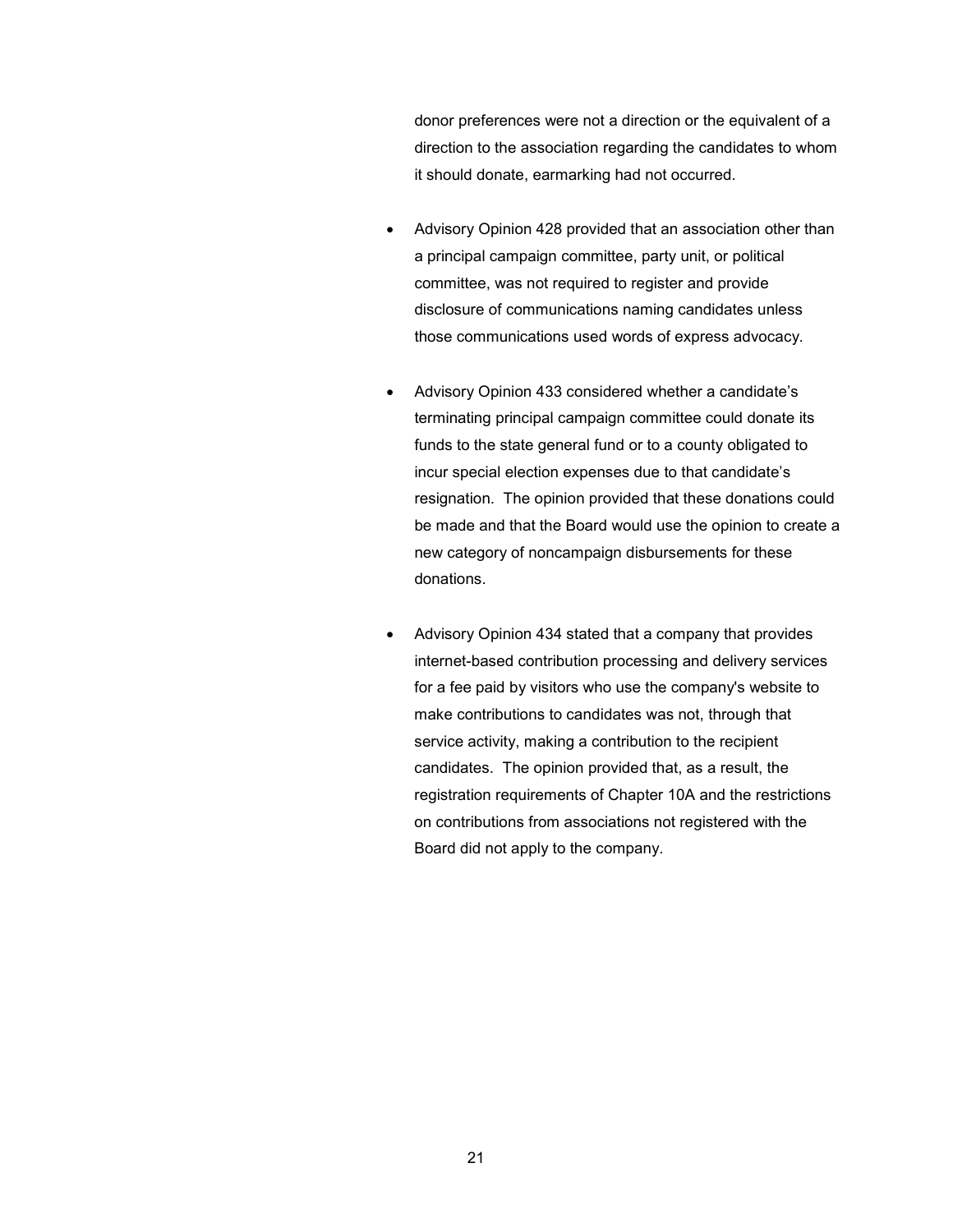donor preferences were not a direction or the equivalent of a direction to the association regarding the candidates to whom it should donate, earmarking had not occurred.

- Advisory Opinion 428 provided that an association other than a principal campaign committee, party unit, or political committee, was not required to register and provide disclosure of communications naming candidates unless those communications used words of express advocacy.

- Advisory Opinion 433 considered whether a candidate's terminating principal campaign committee could donate its funds to the state general fund or to a county obligated to incur special election expenses due to that candidate's resignation. The opinion provided that these donations could be made and that the Board would use the opinion to create a new category of noncampaign disbursements for these donations.

- Advisory Opinion 434 stated that a company that provides internet-based contribution processing and delivery services for a fee paid by visitors who use the company's website to make contributions to candidates was not, through that service activity, making a contribution to the recipient candidates. The opinion provided that, as a result, the registration requirements of Chapter 10A and the restrictions on contributions from associations not registered with the Board did not apply to the company.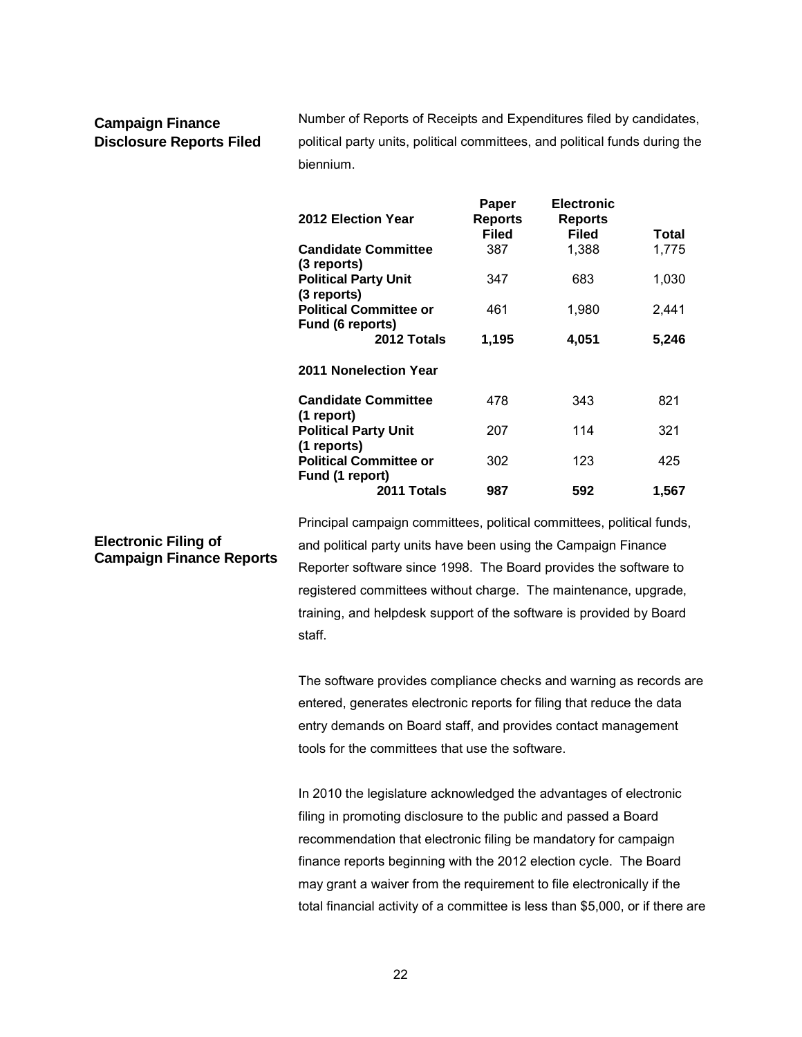## Campaign Finance Disclosure Reports Filed

Number of Reports of Receipts and Expenditures filed by candidates, political party units, political committees, and political funds during the biennium.

| 2012 Election Year | Paper Reports Filed | Electronic Reports Filed | Total |
|---|---|---|---|
| **Candidate Committee (3 reports)** | 387 | 1,388 | 1,775 |
| **Political Party Unit (3 reports)** | 347 | 683 | 1,030 |
| **Political Committee or Fund (6 reports)** | 461 | 1,980 | 2,441 |
| **2012 Totals** | **1,195** | **4,051** | **5,246** |
| **2011 Nonelection Year** | | | |
| **Candidate Committee (1 report)** | 478 | 343 | 821 |
| **Political Party Unit (1 reports)** | 207 | 114 | 321 |
| **Political Committee or Fund (1 report)** | 302 | 123 | 425 |
| **2011 Totals** | **987** | **592** | **1,567** |

## Electronic Filing of Campaign Finance Reports

Principal campaign committees, political committees, political funds, and political party units have been using the Campaign Finance Reporter software since 1998. The Board provides the software to registered committees without charge. The maintenance, upgrade, training, and helpdesk support of the software is provided by Board staff.

The software provides compliance checks and warning as records are entered, generates electronic reports for filing that reduce the data entry demands on Board staff, and provides contact management tools for the committees that use the software.

In 2010 the legislature acknowledged the advantages of electronic filing in promoting disclosure to the public and passed a Board recommendation that electronic filing be mandatory for campaign finance reports beginning with the 2012 election cycle. The Board may grant a waiver from the requirement to file electronically if the total financial activity of a committee is less than $5,000, or if there are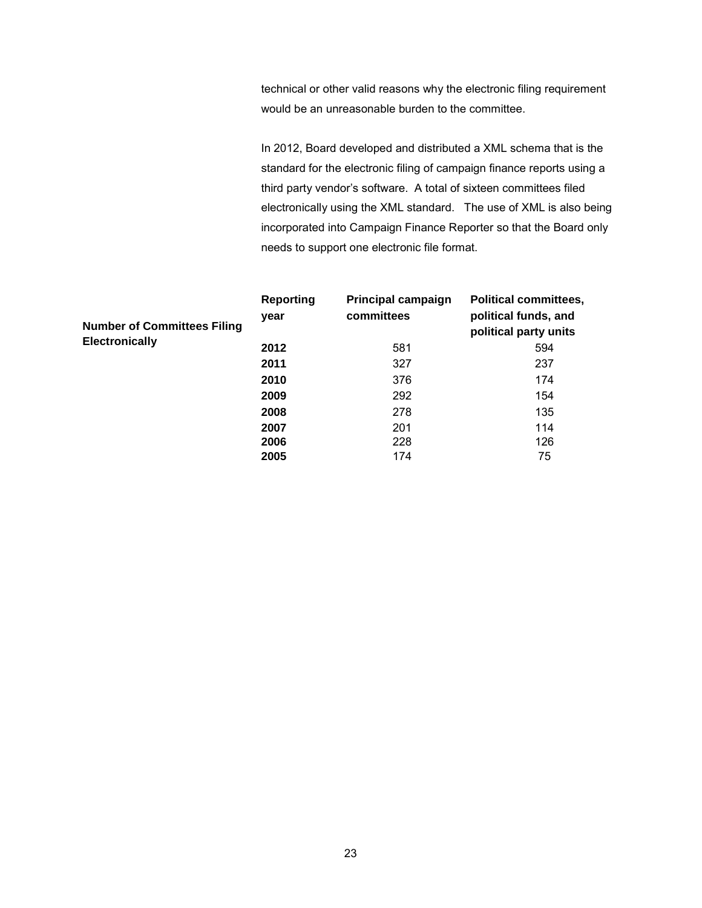technical or other valid reasons why the electronic filing requirement would be an unreasonable burden to the committee.

In 2012, Board developed and distributed a XML schema that is the standard for the electronic filing of campaign finance reports using a third party vendor's software. A total of sixteen committees filed electronically using the XML standard. The use of XML is also being incorporated into Campaign Finance Reporter so that the Board only needs to support one electronic file format.

**Number of Committees Filing Electronically**

| Reporting year | Principal campaign committees | Political committees, political funds, and political party units |
|---|---|---|
| **2012** | 581 | 594 |
| **2011** | 327 | 237 |
| **2010** | 376 | 174 |
| **2009** | 292 | 154 |
| **2008** | 278 | 135 |
| **2007** | 201 | 114 |
| **2006** | 228 | 126 |
| **2005** | 174 | 75 |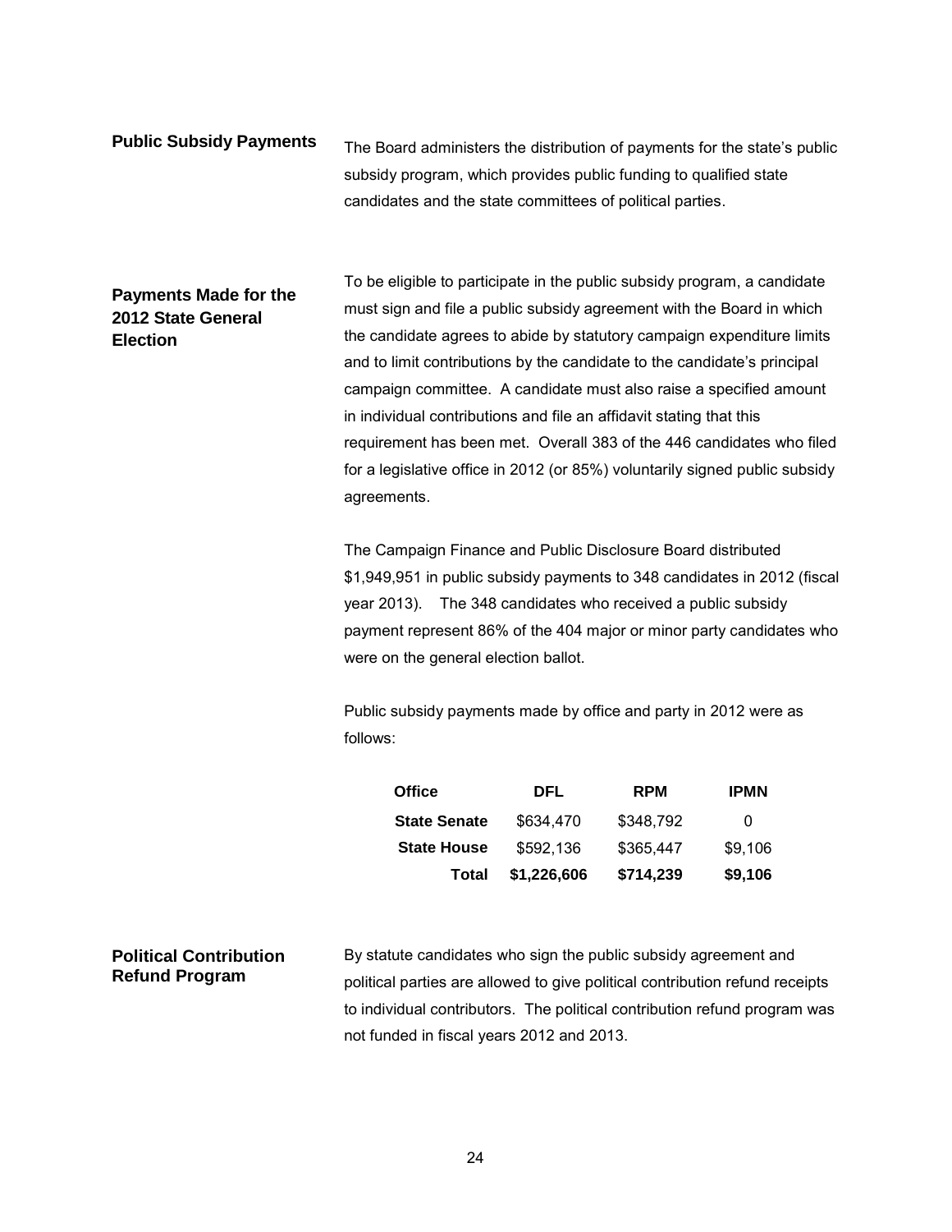## Public Subsidy Payments

The Board administers the distribution of payments for the state's public subsidy program, which provides public funding to qualified state candidates and the state committees of political parties.

## Payments Made for the 2012 State General Election

To be eligible to participate in the public subsidy program, a candidate must sign and file a public subsidy agreement with the Board in which the candidate agrees to abide by statutory campaign expenditure limits and to limit contributions by the candidate to the candidate's principal campaign committee. A candidate must also raise a specified amount in individual contributions and file an affidavit stating that this requirement has been met. Overall 383 of the 446 candidates who filed for a legislative office in 2012 (or 85%) voluntarily signed public subsidy agreements.

The Campaign Finance and Public Disclosure Board distributed $1,949,951 in public subsidy payments to 348 candidates in 2012 (fiscal year 2013). The 348 candidates who received a public subsidy payment represent 86% of the 404 major or minor party candidates who were on the general election ballot.

Public subsidy payments made by office and party in 2012 were as follows:

| Office | DFL | RPM | IPMN |
|---|---|---|---|
| **State Senate** | $634,470 | $348,792 | 0 |
| **State House** | $592,136 | $365,447 | $9,106 |
| **Total** | **$1,226,606** | **$714,239** | **$9,106** |

## Political Contribution Refund Program

By statute candidates who sign the public subsidy agreement and political parties are allowed to give political contribution refund receipts to individual contributors. The political contribution refund program was not funded in fiscal years 2012 and 2013.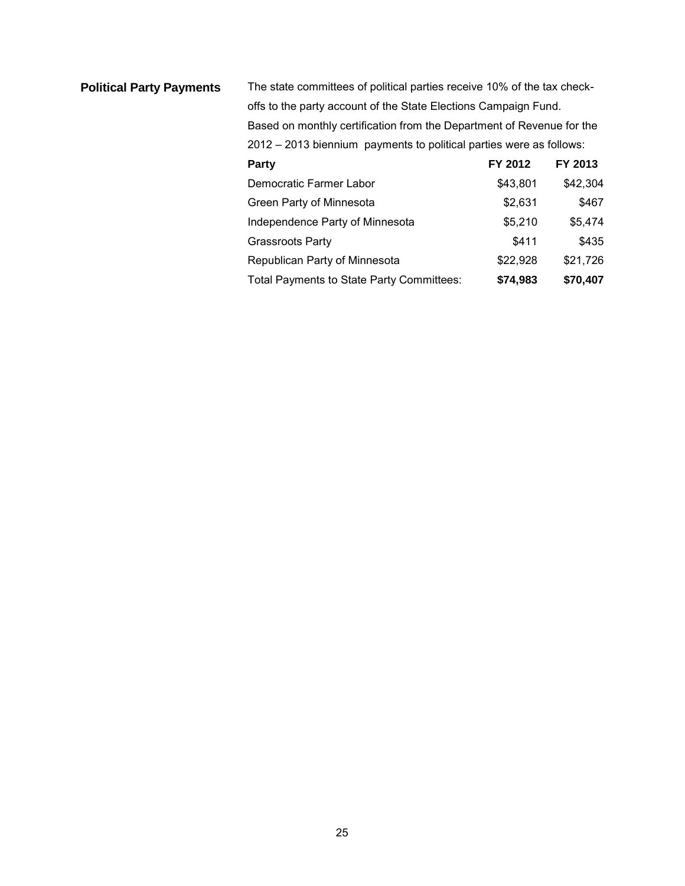**Political Party Payments**

The state committees of political parties receive 10% of the tax check-offs to the party account of the State Elections Campaign Fund. Based on monthly certification from the Department of Revenue for the 2012 – 2013 biennium payments to political parties were as follows:

| Party | FY 2012 | FY 2013 |
|---|---|---|
| Democratic Farmer Labor | $43,801 | $42,304 |
| Green Party of Minnesota | $2,631 | $467 |
| Independence Party of Minnesota | $5,210 | $5,474 |
| Grassroots Party | $411 | $435 |
| Republican Party of Minnesota | $22,928 | $21,726 |
| Total Payments to State Party Committees: | **$74,983** | **$70,407** |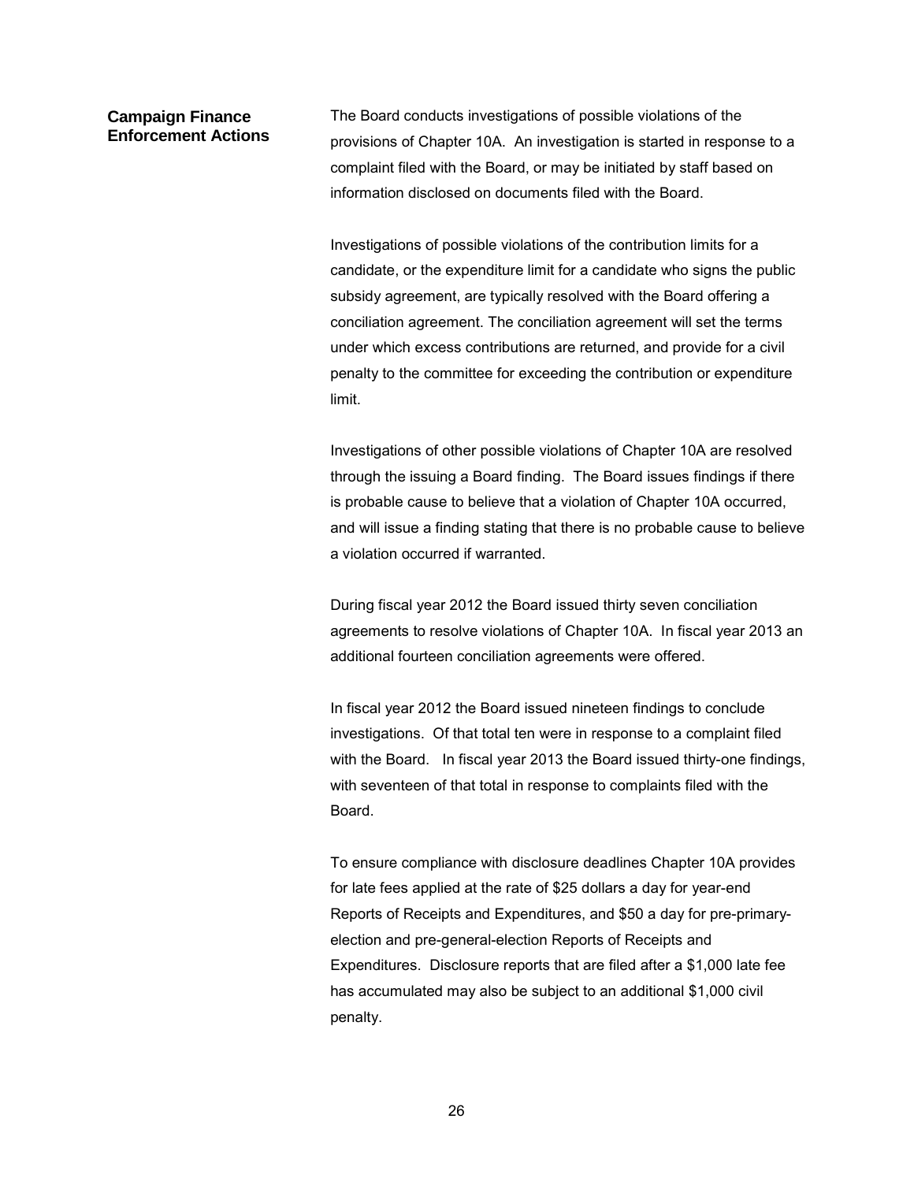## Campaign Finance Enforcement Actions

The Board conducts investigations of possible violations of the provisions of Chapter 10A. An investigation is started in response to a complaint filed with the Board, or may be initiated by staff based on information disclosed on documents filed with the Board.

Investigations of possible violations of the contribution limits for a candidate, or the expenditure limit for a candidate who signs the public subsidy agreement, are typically resolved with the Board offering a conciliation agreement. The conciliation agreement will set the terms under which excess contributions are returned, and provide for a civil penalty to the committee for exceeding the contribution or expenditure limit.

Investigations of other possible violations of Chapter 10A are resolved through the issuing a Board finding. The Board issues findings if there is probable cause to believe that a violation of Chapter 10A occurred, and will issue a finding stating that there is no probable cause to believe a violation occurred if warranted.

During fiscal year 2012 the Board issued thirty seven conciliation agreements to resolve violations of Chapter 10A. In fiscal year 2013 an additional fourteen conciliation agreements were offered.

In fiscal year 2012 the Board issued nineteen findings to conclude investigations. Of that total ten were in response to a complaint filed with the Board. In fiscal year 2013 the Board issued thirty-one findings, with seventeen of that total in response to complaints filed with the Board.

To ensure compliance with disclosure deadlines Chapter 10A provides for late fees applied at the rate of $25 dollars a day for year-end Reports of Receipts and Expenditures, and $50 a day for pre-primary-election and pre-general-election Reports of Receipts and Expenditures. Disclosure reports that are filed after a $1,000 late fee has accumulated may also be subject to an additional $1,000 civil penalty.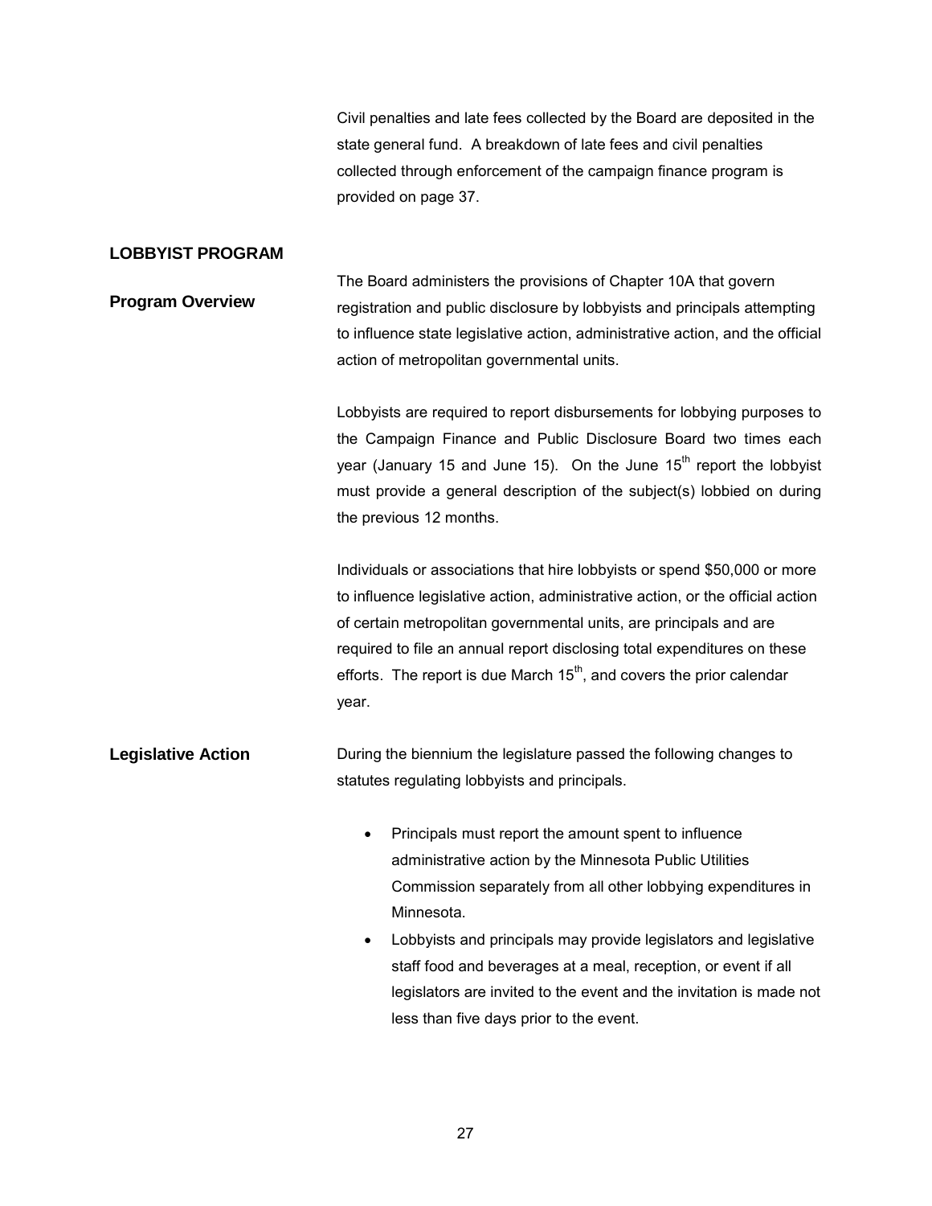Civil penalties and late fees collected by the Board are deposited in the state general fund. A breakdown of late fees and civil penalties collected through enforcement of the campaign finance program is provided on page 37.

## LOBBYIST PROGRAM

### Program Overview

The Board administers the provisions of Chapter 10A that govern registration and public disclosure by lobbyists and principals attempting to influence state legislative action, administrative action, and the official action of metropolitan governmental units.

Lobbyists are required to report disbursements for lobbying purposes to the Campaign Finance and Public Disclosure Board two times each year (January 15 and June 15). On the June 15th report the lobbyist must provide a general description of the subject(s) lobbied on during the previous 12 months.

Individuals or associations that hire lobbyists or spend $50,000 or more to influence legislative action, administrative action, or the official action of certain metropolitan governmental units, are principals and are required to file an annual report disclosing total expenditures on these efforts. The report is due March 15th, and covers the prior calendar year.

### Legislative Action

During the biennium the legislature passed the following changes to statutes regulating lobbyists and principals.

- Principals must report the amount spent to influence administrative action by the Minnesota Public Utilities Commission separately from all other lobbying expenditures in Minnesota.
- Lobbyists and principals may provide legislators and legislative staff food and beverages at a meal, reception, or event if all legislators are invited to the event and the invitation is made not less than five days prior to the event.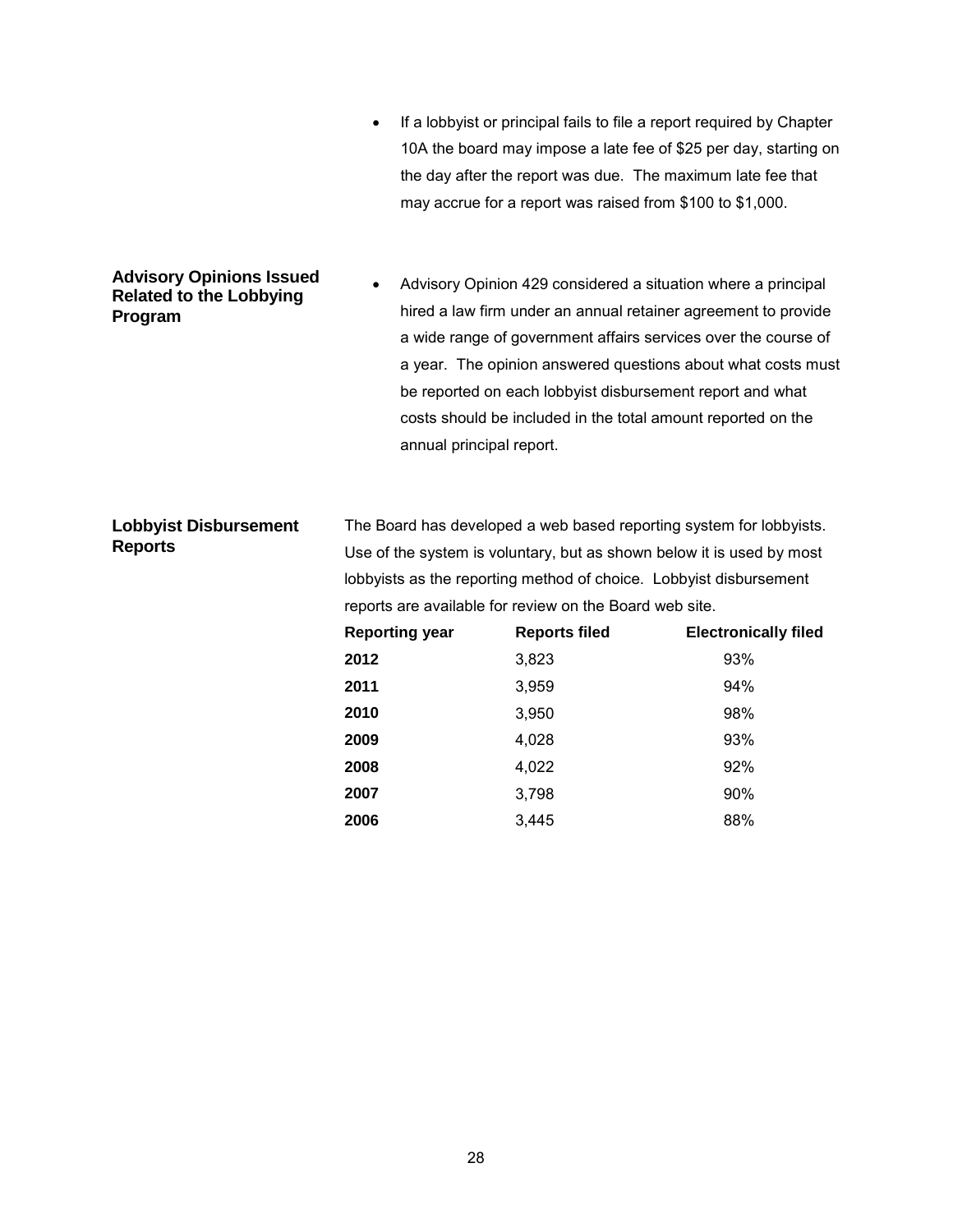- If a lobbyist or principal fails to file a report required by Chapter 10A the board may impose a late fee of $25 per day, starting on the day after the report was due. The maximum late fee that may accrue for a report was raised from $100 to $1,000.

### Advisory Opinions Issued Related to the Lobbying Program

- Advisory Opinion 429 considered a situation where a principal hired a law firm under an annual retainer agreement to provide a wide range of government affairs services over the course of a year. The opinion answered questions about what costs must be reported on each lobbyist disbursement report and what costs should be included in the total amount reported on the annual principal report.

### Lobbyist Disbursement Reports

The Board has developed a web based reporting system for lobbyists. Use of the system is voluntary, but as shown below it is used by most lobbyists as the reporting method of choice. Lobbyist disbursement reports are available for review on the Board web site.

| Reporting year | Reports filed | Electronically filed |
|---|---|---|
| **2012** | 3,823 | 93% |
| **2011** | 3,959 | 94% |
| **2010** | 3,950 | 98% |
| **2009** | 4,028 | 93% |
| **2008** | 4,022 | 92% |
| **2007** | 3,798 | 90% |
| **2006** | 3,445 | 88% |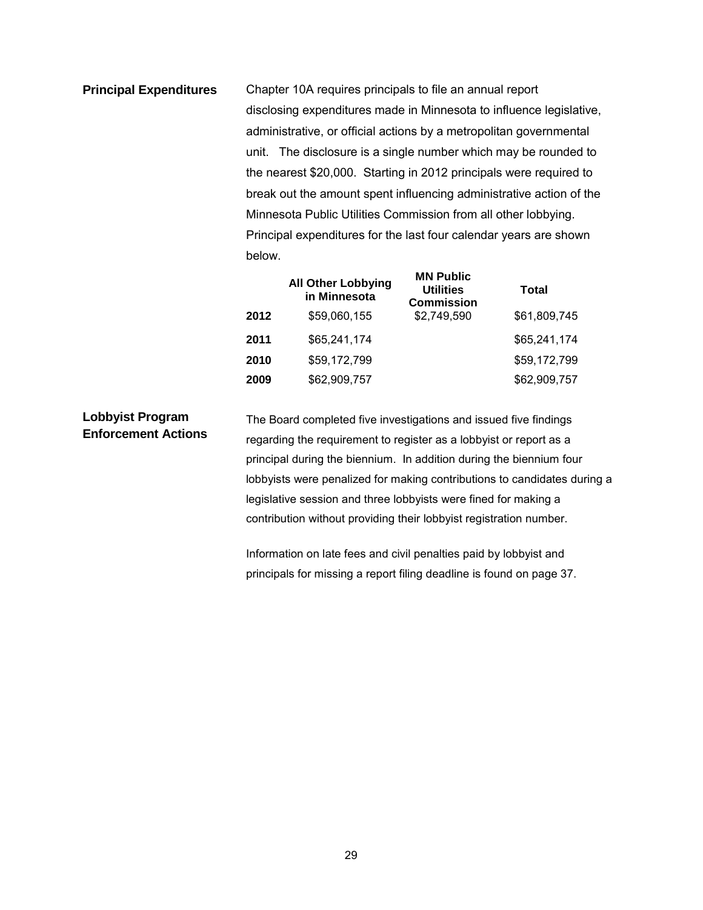## Principal Expenditures

Chapter 10A requires principals to file an annual report disclosing expenditures made in Minnesota to influence legislative, administrative, or official actions by a metropolitan governmental unit. The disclosure is a single number which may be rounded to the nearest $20,000. Starting in 2012 principals were required to break out the amount spent influencing administrative action of the Minnesota Public Utilities Commission from all other lobbying. Principal expenditures for the last four calendar years are shown below.

| | All Other Lobbying in Minnesota | MN Public Utilities Commission | Total |
|---|---|---|---|
| **2012** | $59,060,155 | $2,749,590 | $61,809,745 |
| **2011** | $65,241,174 | | $65,241,174 |
| **2010** | $59,172,799 | | $59,172,799 |
| **2009** | $62,909,757 | | $62,909,757 |

## Lobbyist Program Enforcement Actions

The Board completed five investigations and issued five findings regarding the requirement to register as a lobbyist or report as a principal during the biennium. In addition during the biennium four lobbyists were penalized for making contributions to candidates during a legislative session and three lobbyists were fined for making a contribution without providing their lobbyist registration number.

Information on late fees and civil penalties paid by lobbyist and principals for missing a report filing deadline is found on page 37.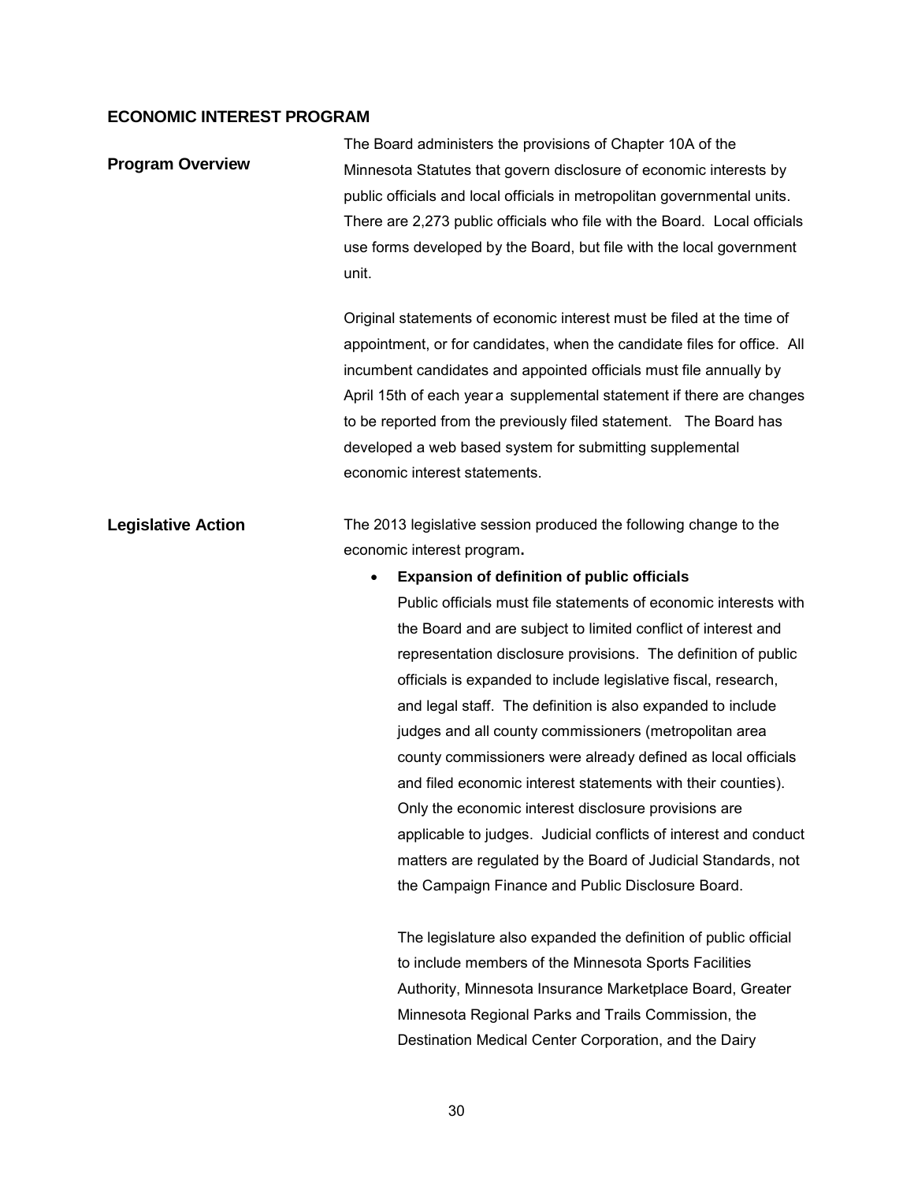## ECONOMIC INTEREST PROGRAM

### Program Overview

The Board administers the provisions of Chapter 10A of the Minnesota Statutes that govern disclosure of economic interests by public officials and local officials in metropolitan governmental units. There are 2,273 public officials who file with the Board. Local officials use forms developed by the Board, but file with the local government unit.

Original statements of economic interest must be filed at the time of appointment, or for candidates, when the candidate files for office. All incumbent candidates and appointed officials must file annually by April 15th of each year a supplemental statement if there are changes to be reported from the previously filed statement. The Board has developed a web based system for submitting supplemental economic interest statements.

### Legislative Action

The 2013 legislative session produced the following change to the economic interest program**.**

- **Expansion of definition of public officials**

  Public officials must file statements of economic interests with the Board and are subject to limited conflict of interest and representation disclosure provisions. The definition of public officials is expanded to include legislative fiscal, research, and legal staff. The definition is also expanded to include judges and all county commissioners (metropolitan area county commissioners were already defined as local officials and filed economic interest statements with their counties). Only the economic interest disclosure provisions are applicable to judges. Judicial conflicts of interest and conduct matters are regulated by the Board of Judicial Standards, not the Campaign Finance and Public Disclosure Board.

  The legislature also expanded the definition of public official to include members of the Minnesota Sports Facilities Authority, Minnesota Insurance Marketplace Board, Greater Minnesota Regional Parks and Trails Commission, the Destination Medical Center Corporation, and the Dairy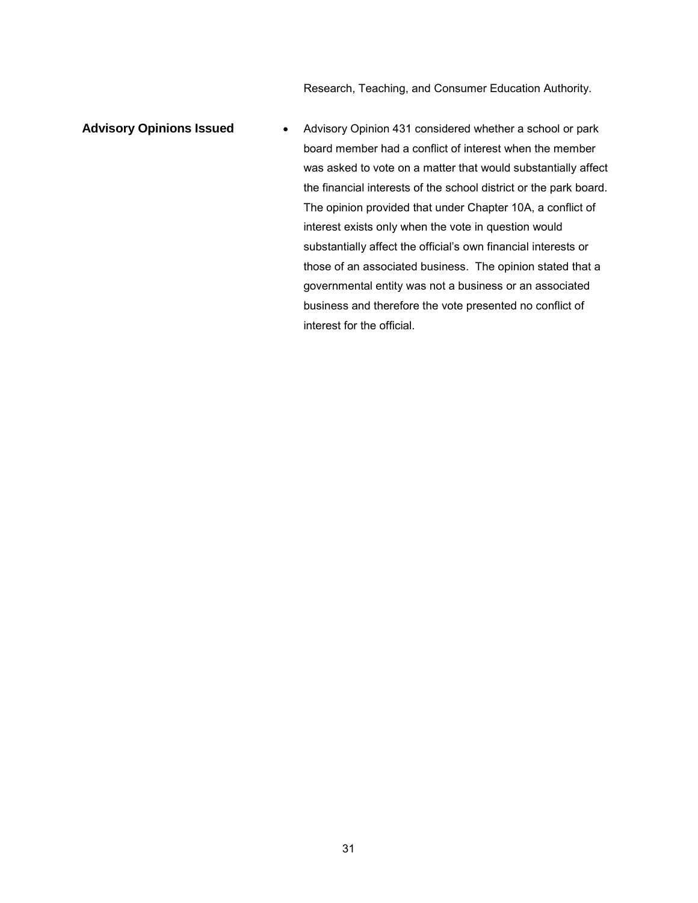Research, Teaching, and Consumer Education Authority.

**Advisory Opinions Issued**

- Advisory Opinion 431 considered whether a school or park board member had a conflict of interest when the member was asked to vote on a matter that would substantially affect the financial interests of the school district or the park board. The opinion provided that under Chapter 10A, a conflict of interest exists only when the vote in question would substantially affect the official's own financial interests or those of an associated business. The opinion stated that a governmental entity was not a business or an associated business and therefore the vote presented no conflict of interest for the official.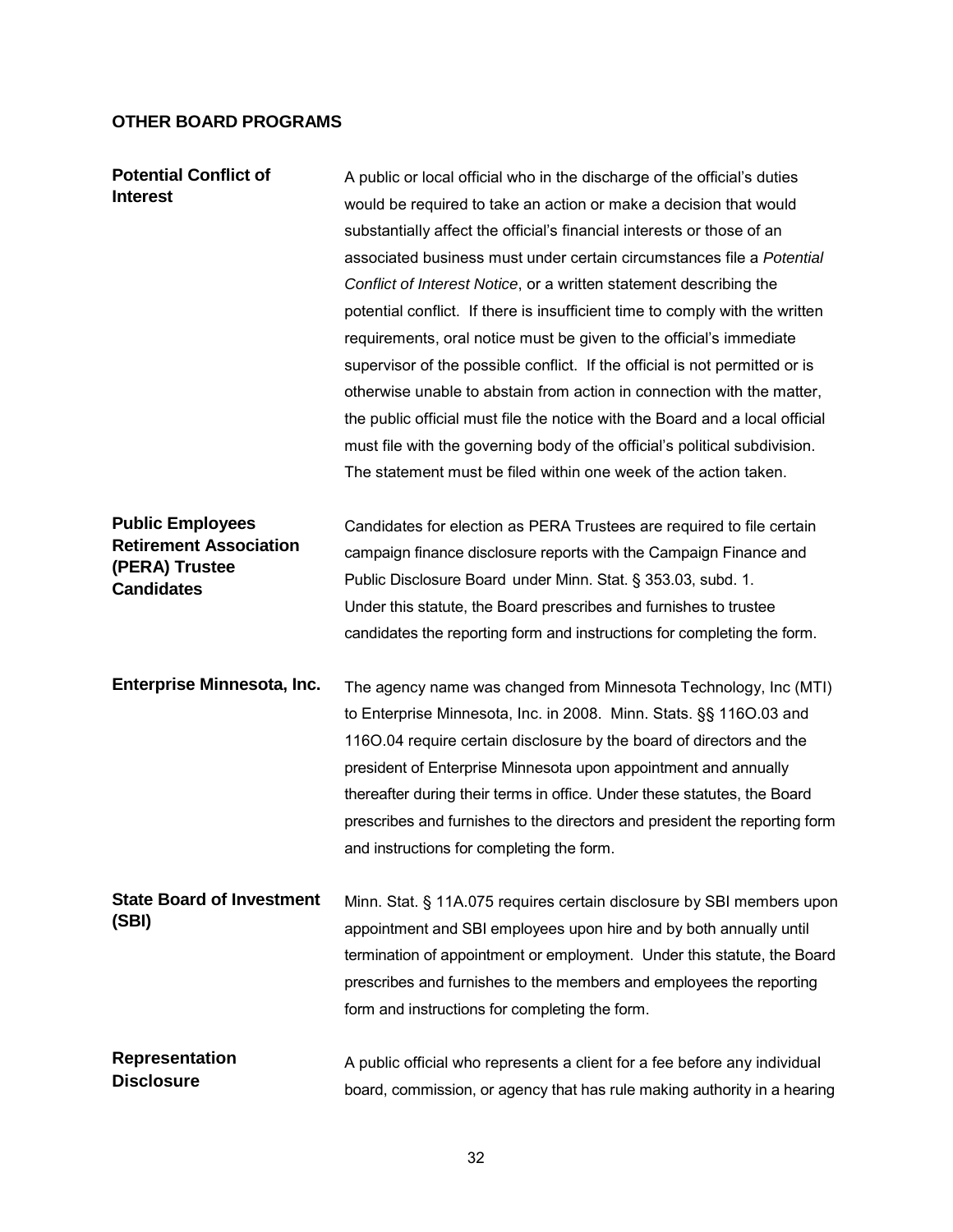## OTHER BOARD PROGRAMS

### Potential Conflict of Interest

A public or local official who in the discharge of the official's duties would be required to take an action or make a decision that would substantially affect the official's financial interests or those of an associated business must under certain circumstances file a *Potential Conflict of Interest Notice*, or a written statement describing the potential conflict. If there is insufficient time to comply with the written requirements, oral notice must be given to the official's immediate supervisor of the possible conflict. If the official is not permitted or is otherwise unable to abstain from action in connection with the matter, the public official must file the notice with the Board and a local official must file with the governing body of the official's political subdivision. The statement must be filed within one week of the action taken.

### Public Employees Retirement Association (PERA) Trustee Candidates

Candidates for election as PERA Trustees are required to file certain campaign finance disclosure reports with the Campaign Finance and Public Disclosure Board under Minn. Stat. § 353.03, subd. 1. Under this statute, the Board prescribes and furnishes to trustee candidates the reporting form and instructions for completing the form.

### Enterprise Minnesota, Inc.

The agency name was changed from Minnesota Technology, Inc (MTI) to Enterprise Minnesota, Inc. in 2008. Minn. Stats. §§ 116O.03 and 116O.04 require certain disclosure by the board of directors and the president of Enterprise Minnesota upon appointment and annually thereafter during their terms in office. Under these statutes, the Board prescribes and furnishes to the directors and president the reporting form and instructions for completing the form.

### State Board of Investment (SBI)

Minn. Stat. § 11A.075 requires certain disclosure by SBI members upon appointment and SBI employees upon hire and by both annually until termination of appointment or employment. Under this statute, the Board prescribes and furnishes to the members and employees the reporting form and instructions for completing the form.

### Representation Disclosure

A public official who represents a client for a fee before any individual board, commission, or agency that has rule making authority in a hearing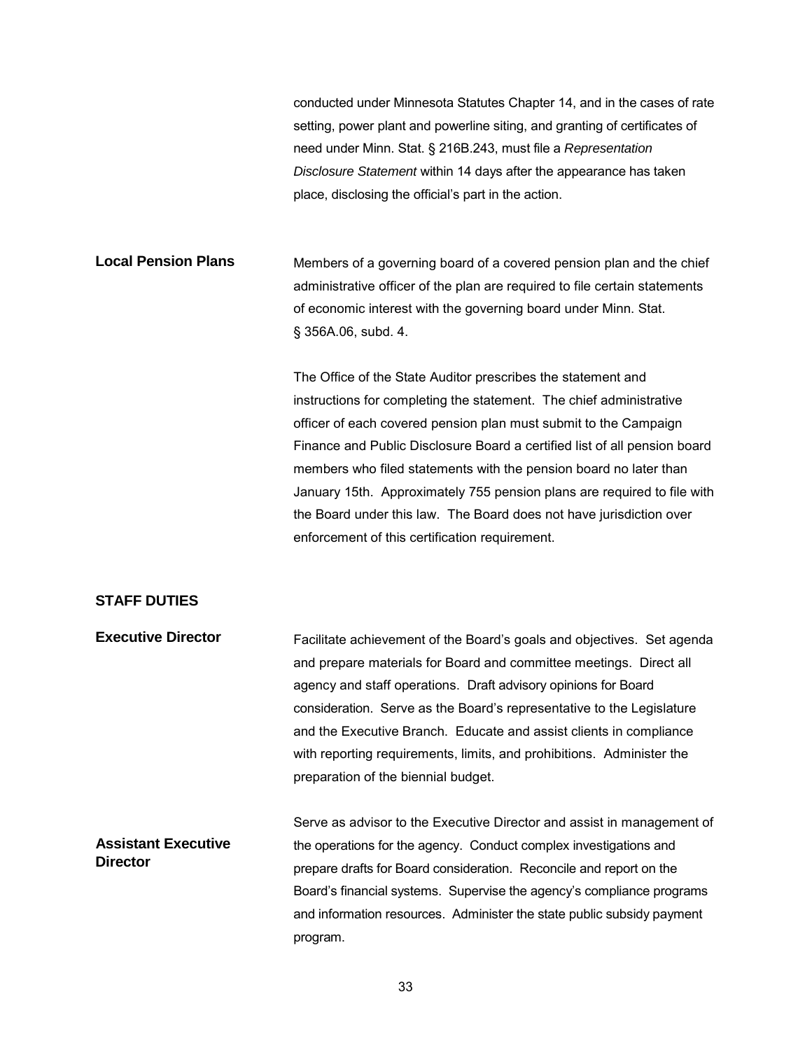conducted under Minnesota Statutes Chapter 14, and in the cases of rate setting, power plant and powerline siting, and granting of certificates of need under Minn. Stat. § 216B.243, must file a *Representation Disclosure Statement* within 14 days after the appearance has taken place, disclosing the official's part in the action.

**Local Pension Plans**

Members of a governing board of a covered pension plan and the chief administrative officer of the plan are required to file certain statements of economic interest with the governing board under Minn. Stat. § 356A.06, subd. 4.

The Office of the State Auditor prescribes the statement and instructions for completing the statement. The chief administrative officer of each covered pension plan must submit to the Campaign Finance and Public Disclosure Board a certified list of all pension board members who filed statements with the pension board no later than January 15th. Approximately 755 pension plans are required to file with the Board under this law. The Board does not have jurisdiction over enforcement of this certification requirement.

## STAFF DUTIES

**Executive Director**

Facilitate achievement of the Board's goals and objectives. Set agenda and prepare materials for Board and committee meetings. Direct all agency and staff operations. Draft advisory opinions for Board consideration. Serve as the Board's representative to the Legislature and the Executive Branch. Educate and assist clients in compliance with reporting requirements, limits, and prohibitions. Administer the preparation of the biennial budget.

**Assistant Executive Director**

Serve as advisor to the Executive Director and assist in management of the operations for the agency. Conduct complex investigations and prepare drafts for Board consideration. Reconcile and report on the Board's financial systems. Supervise the agency's compliance programs and information resources. Administer the state public subsidy payment program.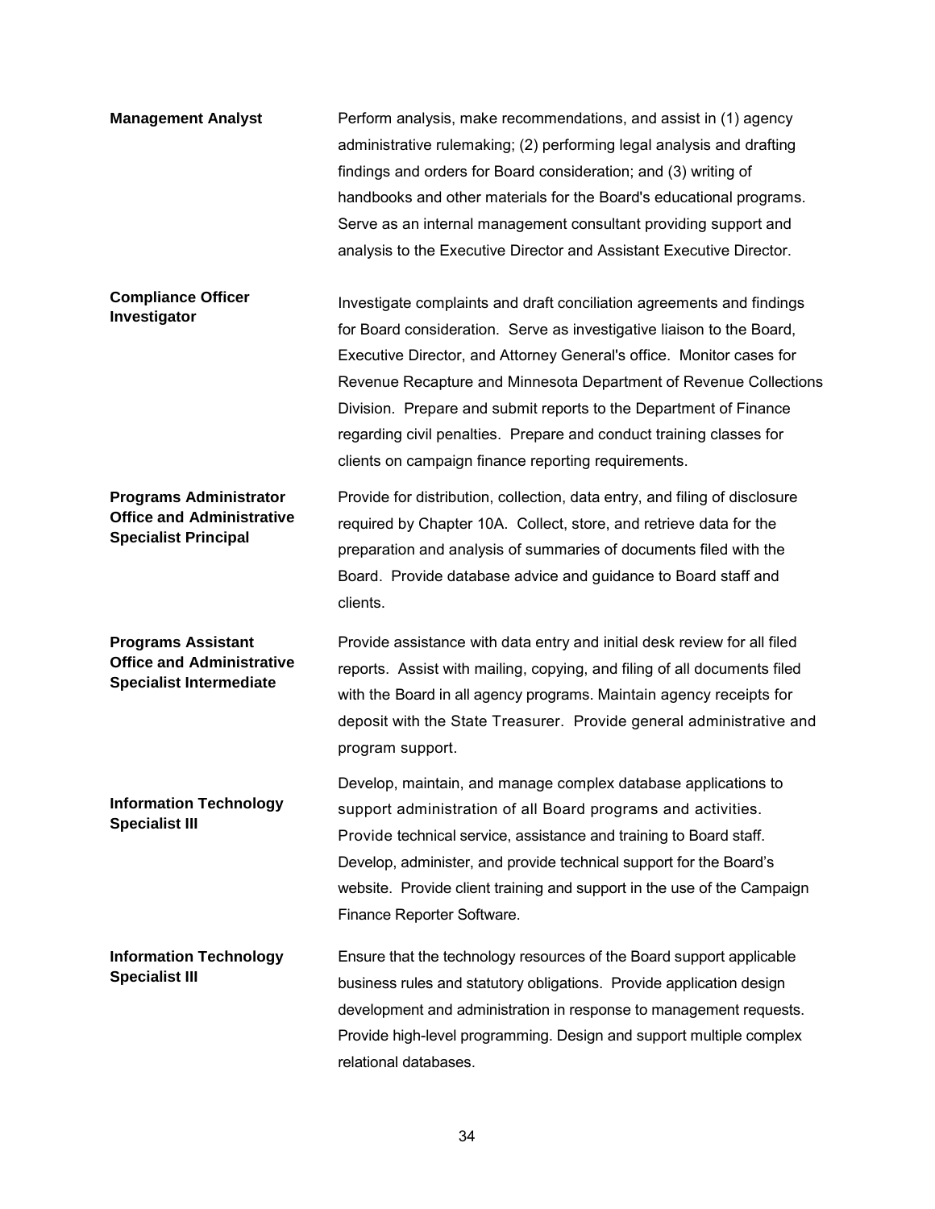**Management Analyst**

Perform analysis, make recommendations, and assist in (1) agency administrative rulemaking; (2) performing legal analysis and drafting findings and orders for Board consideration; and (3) writing of handbooks and other materials for the Board's educational programs. Serve as an internal management consultant providing support and analysis to the Executive Director and Assistant Executive Director.

**Compliance Officer Investigator**

Investigate complaints and draft conciliation agreements and findings for Board consideration. Serve as investigative liaison to the Board, Executive Director, and Attorney General's office. Monitor cases for Revenue Recapture and Minnesota Department of Revenue Collections Division. Prepare and submit reports to the Department of Finance regarding civil penalties. Prepare and conduct training classes for clients on campaign finance reporting requirements.

**Programs Administrator Office and Administrative Specialist Principal**

Provide for distribution, collection, data entry, and filing of disclosure required by Chapter 10A. Collect, store, and retrieve data for the preparation and analysis of summaries of documents filed with the Board. Provide database advice and guidance to Board staff and clients.

**Programs Assistant Office and Administrative Specialist Intermediate**

Provide assistance with data entry and initial desk review for all filed reports. Assist with mailing, copying, and filing of all documents filed with the Board in all agency programs. Maintain agency receipts for deposit with the State Treasurer. Provide general administrative and program support.

**Information Technology Specialist III**

Develop, maintain, and manage complex database applications to support administration of all Board programs and activities. Provide technical service, assistance and training to Board staff. Develop, administer, and provide technical support for the Board's website. Provide client training and support in the use of the Campaign Finance Reporter Software.

**Information Technology Specialist III**

Ensure that the technology resources of the Board support applicable business rules and statutory obligations. Provide application design development and administration in response to management requests. Provide high-level programming. Design and support multiple complex relational databases.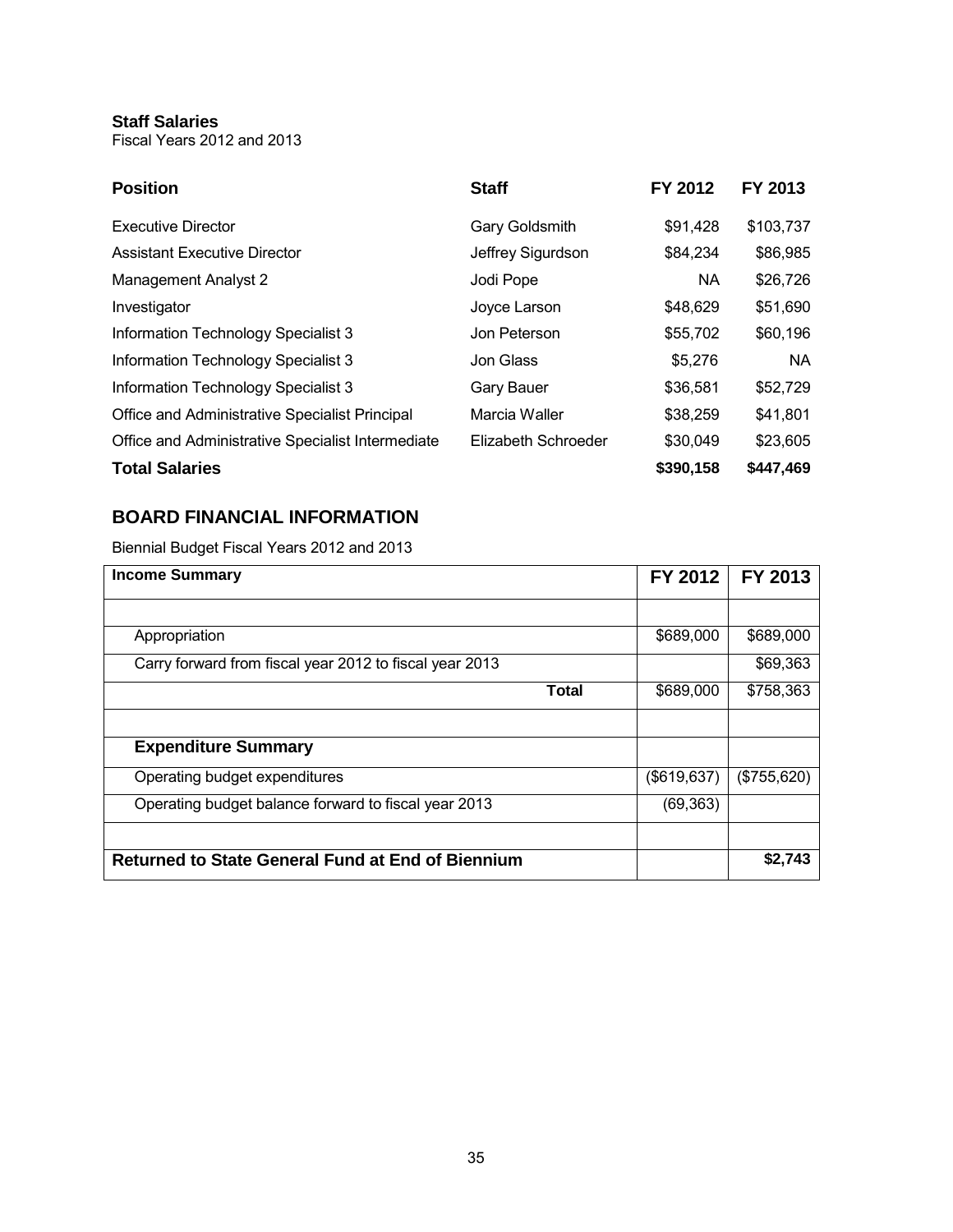**Staff Salaries**
Fiscal Years 2012 and 2013

| Position | Staff | FY 2012 | FY 2013 |
|---|---|---|---|
| Executive Director | Gary Goldsmith | $91,428 | $103,737 |
| Assistant Executive Director | Jeffrey Sigurdson | $84,234 | $86,985 |
| Management Analyst 2 | Jodi Pope | NA | $26,726 |
| Investigator | Joyce Larson | $48,629 | $51,690 |
| Information Technology Specialist 3 | Jon Peterson | $55,702 | $60,196 |
| Information Technology Specialist 3 | Jon Glass | $5,276 | NA |
| Information Technology Specialist 3 | Gary Bauer | $36,581 | $52,729 |
| Office and Administrative Specialist Principal | Marcia Waller | $38,259 | $41,801 |
| Office and Administrative Specialist Intermediate | Elizabeth Schroeder | $30,049 | $23,605 |
| **Total Salaries** | | **$390,158** | **$447,469** |

## BOARD FINANCIAL INFORMATION

Biennial Budget Fiscal Years 2012 and 2013

| **Income Summary** | **FY 2012** | **FY 2013** |
|---|---|---|
| | | |
| Appropriation | $689,000 | $689,000 |
| Carry forward from fiscal year 2012 to fiscal year 2013 | | $69,363 |
| **Total** | $689,000 | $758,363 |
| | | |
| **Expenditure Summary** | | |
| Operating budget expenditures | ($619,637) | ($755,620) |
| Operating budget balance forward to fiscal year 2013 | (69,363) | |
| | | |
| **Returned to State General Fund at End of Biennium** | | **$2,743** |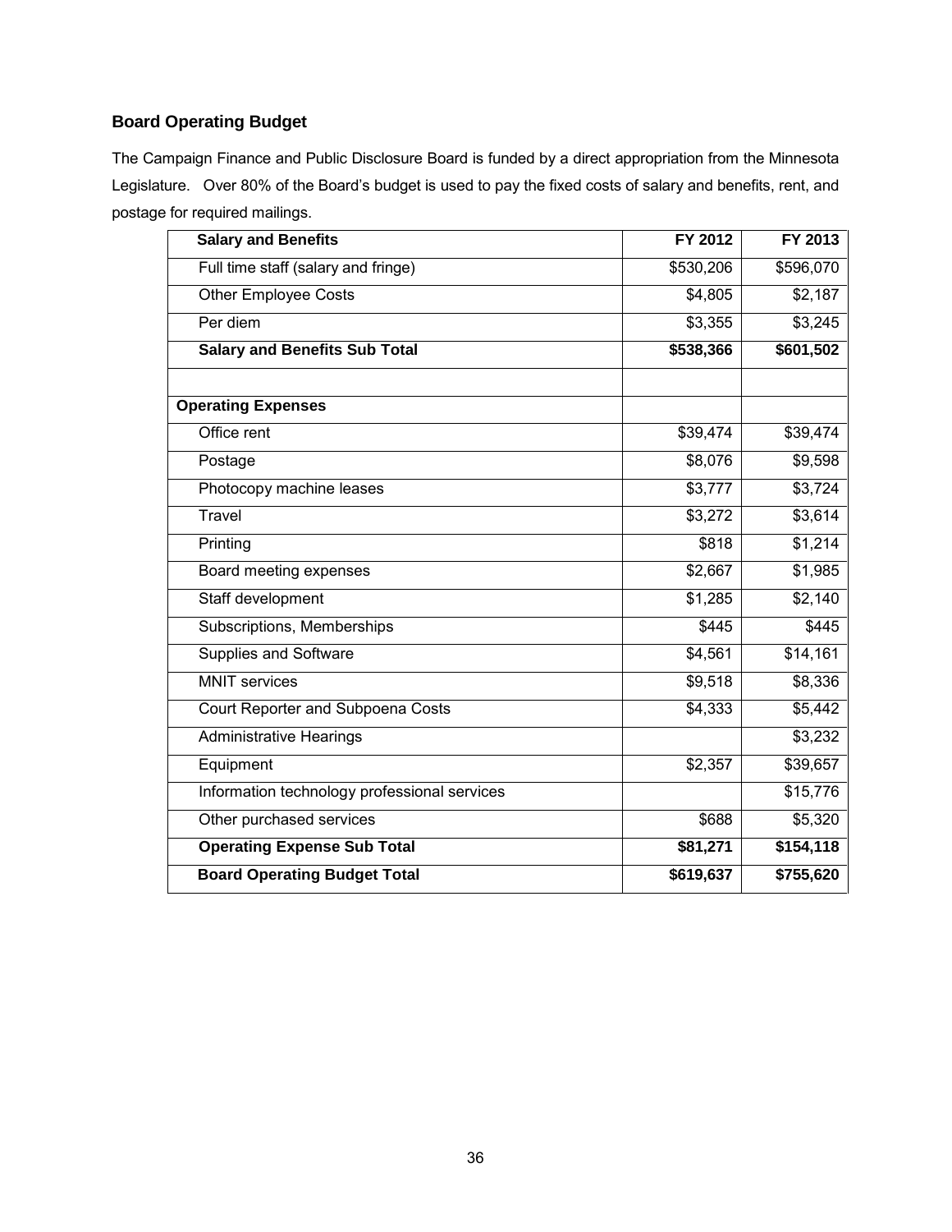## Board Operating Budget

The Campaign Finance and Public Disclosure Board is funded by a direct appropriation from the Minnesota Legislature. Over 80% of the Board's budget is used to pay the fixed costs of salary and benefits, rent, and postage for required mailings.

| **Salary and Benefits** | **FY 2012** | **FY 2013** |
|---|---|---|
| Full time staff (salary and fringe) | $530,206 | $596,070 |
| Other Employee Costs | $4,805 | $2,187 |
| Per diem | $3,355 | $3,245 |
| **Salary and Benefits Sub Total** | **$538,366** | **$601,502** |
| | | |
| **Operating Expenses** | | |
| Office rent | $39,474 | $39,474 |
| Postage | $8,076 | $9,598 |
| Photocopy machine leases | $3,777 | $3,724 |
| Travel | $3,272 | $3,614 |
| Printing | $818 | $1,214 |
| Board meeting expenses | $2,667 | $1,985 |
| Staff development | $1,285 | $2,140 |
| Subscriptions, Memberships | $445 | $445 |
| Supplies and Software | $4,561 | $14,161 |
| MNIT services | $9,518 | $8,336 |
| Court Reporter and Subpoena Costs | $4,333 | $5,442 |
| Administrative Hearings | | $3,232 |
| Equipment | $2,357 | $39,657 |
| Information technology professional services | | $15,776 |
| Other purchased services | $688 | $5,320 |
| **Operating Expense Sub Total** | **$81,271** | **$154,118** |
| **Board Operating Budget Total** | **$619,637** | **$755,620** |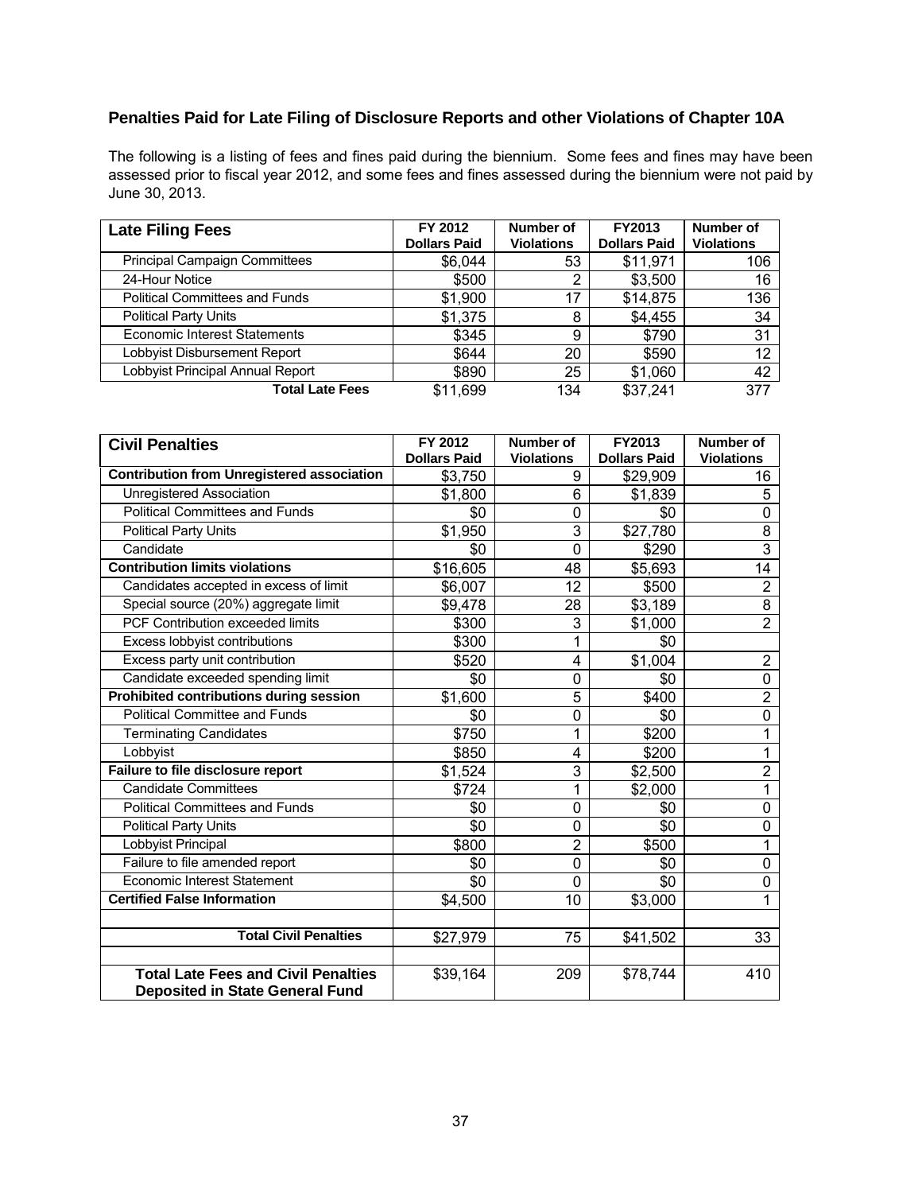### Penalties Paid for Late Filing of Disclosure Reports and other Violations of Chapter 10A

The following is a listing of fees and fines paid during the biennium. Some fees and fines may have been assessed prior to fiscal year 2012, and some fees and fines assessed during the biennium were not paid by June 30, 2013.

| Late Filing Fees | FY 2012 Dollars Paid | Number of Violations | FY2013 Dollars Paid | Number of Violations |
|---|---|---|---|---|
| Principal Campaign Committees | $6,044 | 53 | $11,971 | 106 |
| 24-Hour Notice | $500 | 2 | $3,500 | 16 |
| Political Committees and Funds | $1,900 | 17 | $14,875 | 136 |
| Political Party Units | $1,375 | 8 | $4,455 | 34 |
| Economic Interest Statements | $345 | 9 | $790 | 31 |
| Lobbyist Disbursement Report | $644 | 20 | $590 | 12 |
| Lobbyist Principal Annual Report | $890 | 25 | $1,060 | 42 |
| **Total Late Fees** | $11,699 | 134 | $37,241 | 377 |

| Civil Penalties | FY 2012 Dollars Paid | Number of Violations | FY2013 Dollars Paid | Number of Violations |
|---|---|---|---|---|
| **Contribution from Unregistered association** | $3,750 | 9 | $29,909 | 16 |
| Unregistered Association | $1,800 | 6 | $1,839 | 5 |
| Political Committees and Funds | $0 | 0 | $0 | 0 |
| Political Party Units | $1,950 | 3 | $27,780 | 8 |
| Candidate | $0 | 0 | $290 | 3 |
| **Contribution limits violations** | $16,605 | 48 | $5,693 | 14 |
| Candidates accepted in excess of limit | $6,007 | 12 | $500 | 2 |
| Special source (20%) aggregate limit | $9,478 | 28 | $3,189 | 8 |
| PCF Contribution exceeded limits | $300 | 3 | $1,000 | 2 |
| Excess lobbyist contributions | $300 | 1 | $0 | |
| Excess party unit contribution | $520 | 4 | $1,004 | 2 |
| Candidate exceeded spending limit | $0 | 0 | $0 | 0 |
| **Prohibited contributions during session** | $1,600 | 5 | $400 | 2 |
| Political Committee and Funds | $0 | 0 | $0 | 0 |
| Terminating Candidates | $750 | 1 | $200 | 1 |
| Lobbyist | $850 | 4 | $200 | 1 |
| **Failure to file disclosure report** | $1,524 | 3 | $2,500 | 2 |
| Candidate Committees | $724 | 1 | $2,000 | 1 |
| Political Committees and Funds | $0 | 0 | $0 | 0 |
| Political Party Units | $0 | 0 | $0 | 0 |
| Lobbyist Principal | $800 | 2 | $500 | 1 |
| Failure to file amended report | $0 | 0 | $0 | 0 |
| Economic Interest Statement | $0 | 0 | $0 | 0 |
| **Certified False Information** | $4,500 | 10 | $3,000 | 1 |
| | | | | |
| **Total Civil Penalties** | $27,979 | 75 | $41,502 | 33 |
| | | | | |
| **Total Late Fees and Civil Penalties Deposited in State General Fund** | $39,164 | 209 | $78,744 | 410 |